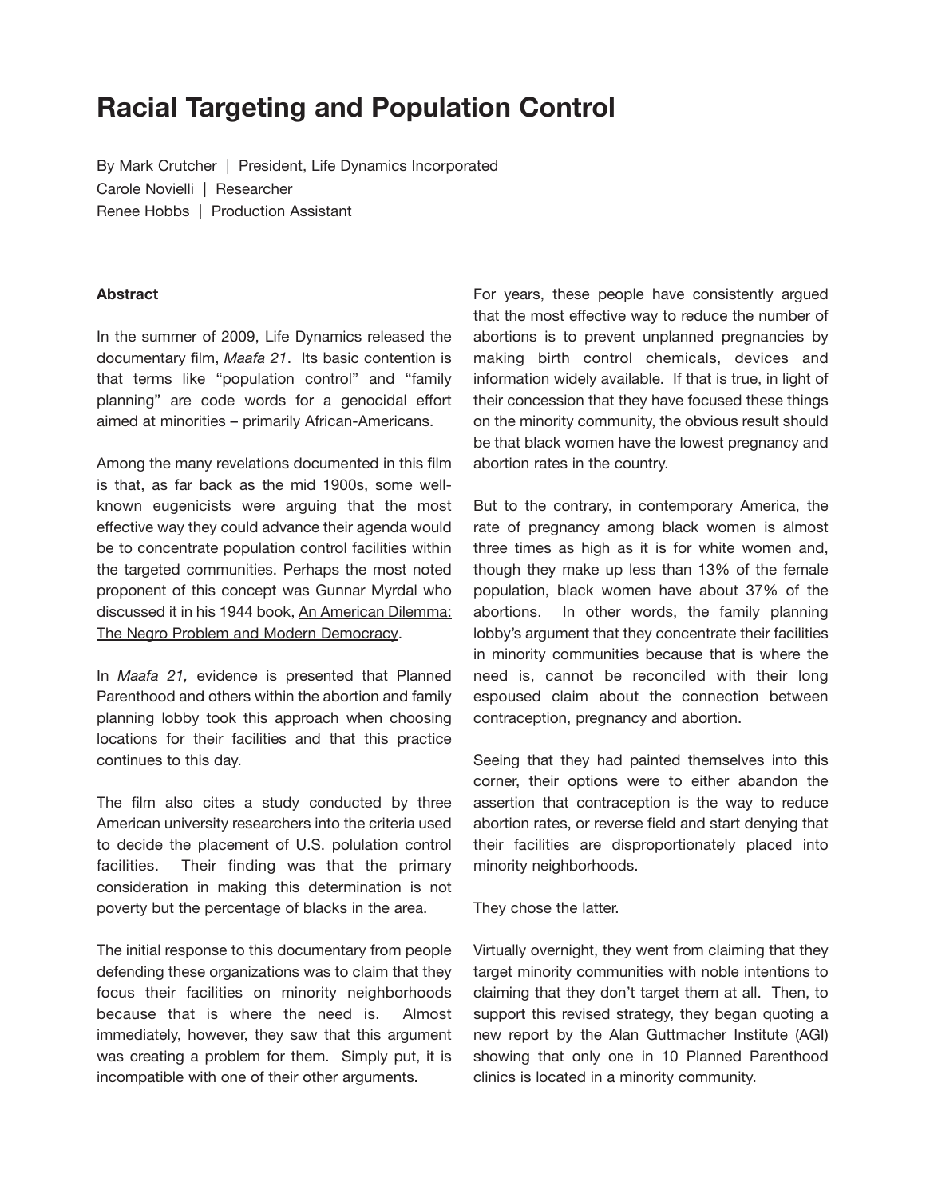# Racial Targeting and Population Control

By Mark Crutcher | President, Life Dynamics Incorporated
Carole Novielli | Researcher
Renee Hobbs | Production Assistant

**Abstract**

In the summer of 2009, Life Dynamics released the documentary film, *Maafa 21*. Its basic contention is that terms like "population control" and "family planning" are code words for a genocidal effort aimed at minorities – primarily African-Americans.

Among the many revelations documented in this film is that, as far back as the mid 1900s, some well-known eugenicists were arguing that the most effective way they could advance their agenda would be to concentrate population control facilities within the targeted communities. Perhaps the most noted proponent of this concept was Gunnar Myrdal who discussed it in his 1944 book, An American Dilemma: The Negro Problem and Modern Democracy.

In *Maafa 21,* evidence is presented that Planned Parenthood and others within the abortion and family planning lobby took this approach when choosing locations for their facilities and that this practice continues to this day.

The film also cites a study conducted by three American university researchers into the criteria used to decide the placement of U.S. polulation control facilities. Their finding was that the primary consideration in making this determination is not poverty but the percentage of blacks in the area.

The initial response to this documentary from people defending these organizations was to claim that they focus their facilities on minority neighborhoods because that is where the need is. Almost immediately, however, they saw that this argument was creating a problem for them. Simply put, it is incompatible with one of their other arguments.

For years, these people have consistently argued that the most effective way to reduce the number of abortions is to prevent unplanned pregnancies by making birth control chemicals, devices and information widely available. If that is true, in light of their concession that they have focused these things on the minority community, the obvious result should be that black women have the lowest pregnancy and abortion rates in the country.

But to the contrary, in contemporary America, the rate of pregnancy among black women is almost three times as high as it is for white women and, though they make up less than 13% of the female population, black women have about 37% of the abortions. In other words, the family planning lobby's argument that they concentrate their facilities in minority communities because that is where the need is, cannot be reconciled with their long espoused claim about the connection between contraception, pregnancy and abortion.

Seeing that they had painted themselves into this corner, their options were to either abandon the assertion that contraception is the way to reduce abortion rates, or reverse field and start denying that their facilities are disproportionately placed into minority neighborhoods.

They chose the latter.

Virtually overnight, they went from claiming that they target minority communities with noble intentions to claiming that they don't target them at all. Then, to support this revised strategy, they began quoting a new report by the Alan Guttmacher Institute (AGI) showing that only one in 10 Planned Parenthood clinics is located in a minority community.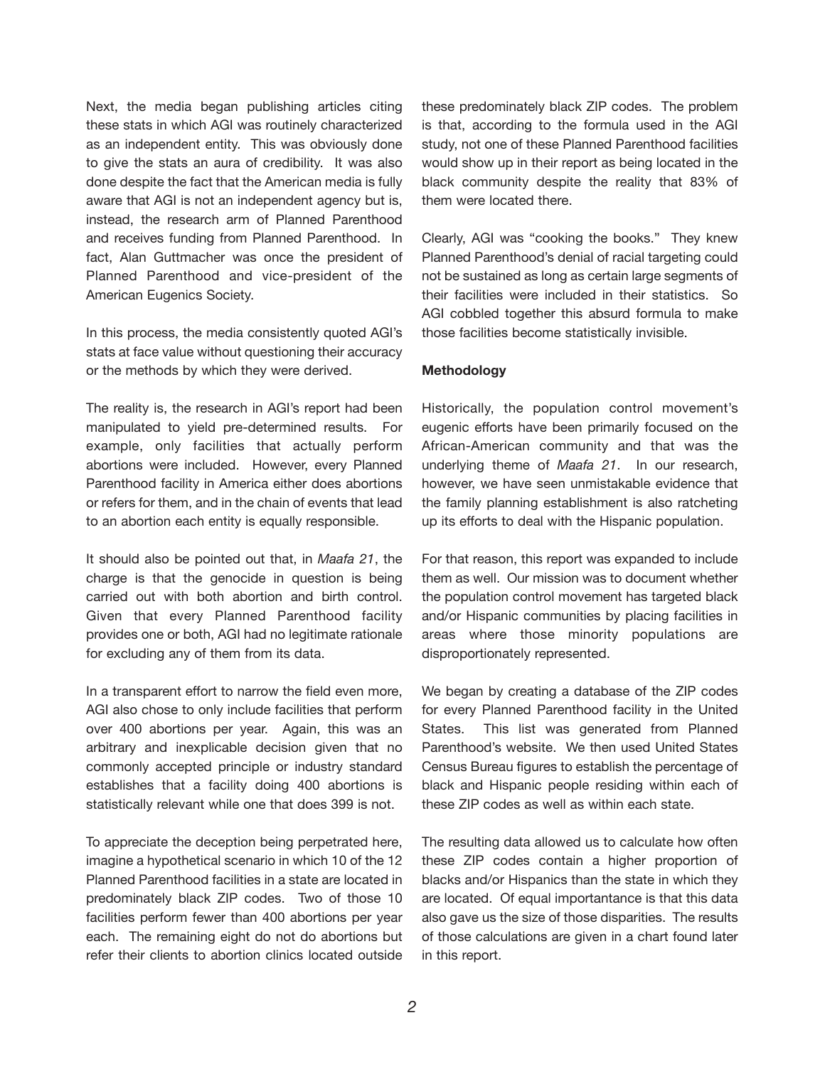Next, the media began publishing articles citing these stats in which AGI was routinely characterized as an independent entity. This was obviously done to give the stats an aura of credibility. It was also done despite the fact that the American media is fully aware that AGI is not an independent agency but is, instead, the research arm of Planned Parenthood and receives funding from Planned Parenthood. In fact, Alan Guttmacher was once the president of Planned Parenthood and vice-president of the American Eugenics Society.

In this process, the media consistently quoted AGI's stats at face value without questioning their accuracy or the methods by which they were derived.

The reality is, the research in AGI's report had been manipulated to yield pre-determined results. For example, only facilities that actually perform abortions were included. However, every Planned Parenthood facility in America either does abortions or refers for them, and in the chain of events that lead to an abortion each entity is equally responsible.

It should also be pointed out that, in *Maafa 21*, the charge is that the genocide in question is being carried out with both abortion and birth control. Given that every Planned Parenthood facility provides one or both, AGI had no legitimate rationale for excluding any of them from its data.

In a transparent effort to narrow the field even more, AGI also chose to only include facilities that perform over 400 abortions per year. Again, this was an arbitrary and inexplicable decision given that no commonly accepted principle or industry standard establishes that a facility doing 400 abortions is statistically relevant while one that does 399 is not.

To appreciate the deception being perpetrated here, imagine a hypothetical scenario in which 10 of the 12 Planned Parenthood facilities in a state are located in predominately black ZIP codes. Two of those 10 facilities perform fewer than 400 abortions per year each. The remaining eight do not do abortions but refer their clients to abortion clinics located outside these predominately black ZIP codes. The problem is that, according to the formula used in the AGI study, not one of these Planned Parenthood facilities would show up in their report as being located in the black community despite the reality that 83% of them were located there.

Clearly, AGI was "cooking the books." They knew Planned Parenthood's denial of racial targeting could not be sustained as long as certain large segments of their facilities were included in their statistics. So AGI cobbled together this absurd formula to make those facilities become statistically invisible.

**Methodology**

Historically, the population control movement's eugenic efforts have been primarily focused on the African-American community and that was the underlying theme of *Maafa 21*. In our research, however, we have seen unmistakable evidence that the family planning establishment is also ratcheting up its efforts to deal with the Hispanic population.

For that reason, this report was expanded to include them as well. Our mission was to document whether the population control movement has targeted black and/or Hispanic communities by placing facilities in areas where those minority populations are disproportionately represented.

We began by creating a database of the ZIP codes for every Planned Parenthood facility in the United States. This list was generated from Planned Parenthood's website. We then used United States Census Bureau figures to establish the percentage of black and Hispanic people residing within each of these ZIP codes as well as within each state.

The resulting data allowed us to calculate how often these ZIP codes contain a higher proportion of blacks and/or Hispanics than the state in which they are located. Of equal importantance is that this data also gave us the size of those disparities. The results of those calculations are given in a chart found later in this report.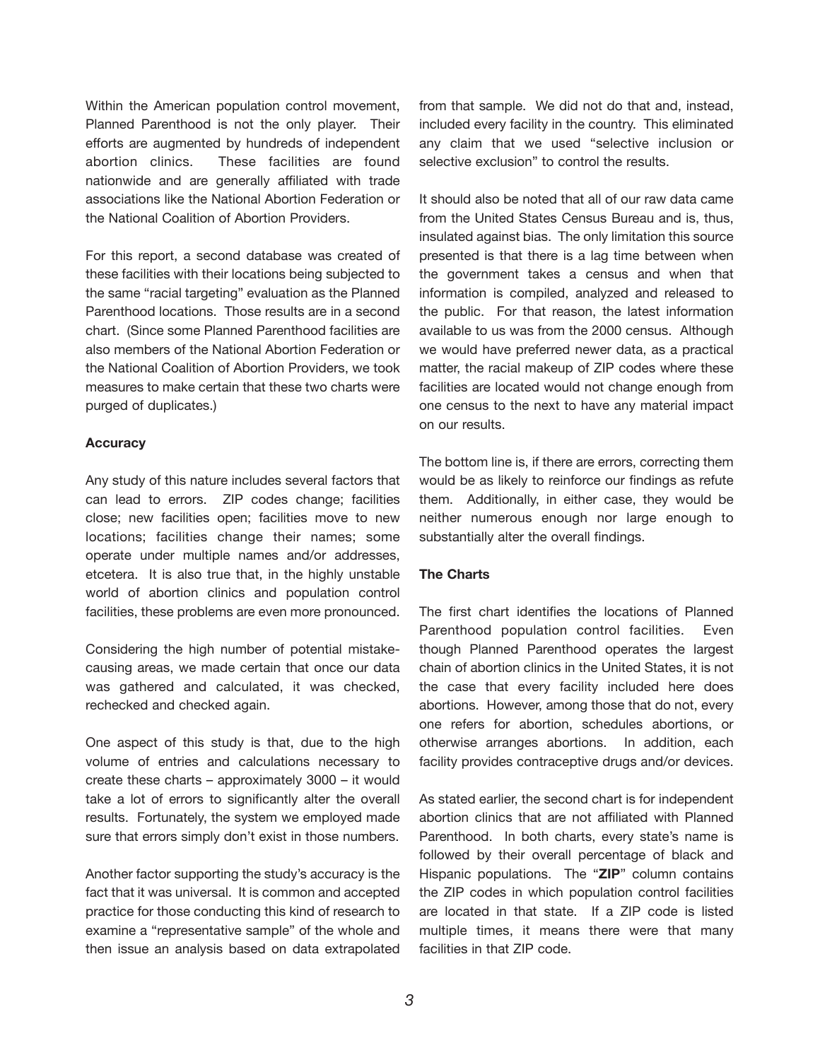Within the American population control movement, Planned Parenthood is not the only player. Their efforts are augmented by hundreds of independent abortion clinics. These facilities are found nationwide and are generally affiliated with trade associations like the National Abortion Federation or the National Coalition of Abortion Providers.

For this report, a second database was created of these facilities with their locations being subjected to the same "racial targeting" evaluation as the Planned Parenthood locations. Those results are in a second chart. (Since some Planned Parenthood facilities are also members of the National Abortion Federation or the National Coalition of Abortion Providers, we took measures to make certain that these two charts were purged of duplicates.)

**Accuracy**

Any study of this nature includes several factors that can lead to errors. ZIP codes change; facilities close; new facilities open; facilities move to new locations; facilities change their names; some operate under multiple names and/or addresses, etcetera. It is also true that, in the highly unstable world of abortion clinics and population control facilities, these problems are even more pronounced.

Considering the high number of potential mistake-causing areas, we made certain that once our data was gathered and calculated, it was checked, rechecked and checked again.

One aspect of this study is that, due to the high volume of entries and calculations necessary to create these charts – approximately 3000 – it would take a lot of errors to significantly alter the overall results. Fortunately, the system we employed made sure that errors simply don't exist in those numbers.

Another factor supporting the study's accuracy is the fact that it was universal. It is common and accepted practice for those conducting this kind of research to examine a "representative sample" of the whole and then issue an analysis based on data extrapolated from that sample. We did not do that and, instead, included every facility in the country. This eliminated any claim that we used "selective inclusion or selective exclusion" to control the results.

It should also be noted that all of our raw data came from the United States Census Bureau and is, thus, insulated against bias. The only limitation this source presented is that there is a lag time between when the government takes a census and when that information is compiled, analyzed and released to the public. For that reason, the latest information available to us was from the 2000 census. Although we would have preferred newer data, as a practical matter, the racial makeup of ZIP codes where these facilities are located would not change enough from one census to the next to have any material impact on our results.

The bottom line is, if there are errors, correcting them would be as likely to reinforce our findings as refute them. Additionally, in either case, they would be neither numerous enough nor large enough to substantially alter the overall findings.

**The Charts**

The first chart identifies the locations of Planned Parenthood population control facilities. Even though Planned Parenthood operates the largest chain of abortion clinics in the United States, it is not the case that every facility included here does abortions. However, among those that do not, every one refers for abortion, schedules abortions, or otherwise arranges abortions. In addition, each facility provides contraceptive drugs and/or devices.

As stated earlier, the second chart is for independent abortion clinics that are not affiliated with Planned Parenthood. In both charts, every state's name is followed by their overall percentage of black and Hispanic populations. The "**ZIP**" column contains the ZIP codes in which population control facilities are located in that state. If a ZIP code is listed multiple times, it means there were that many facilities in that ZIP code.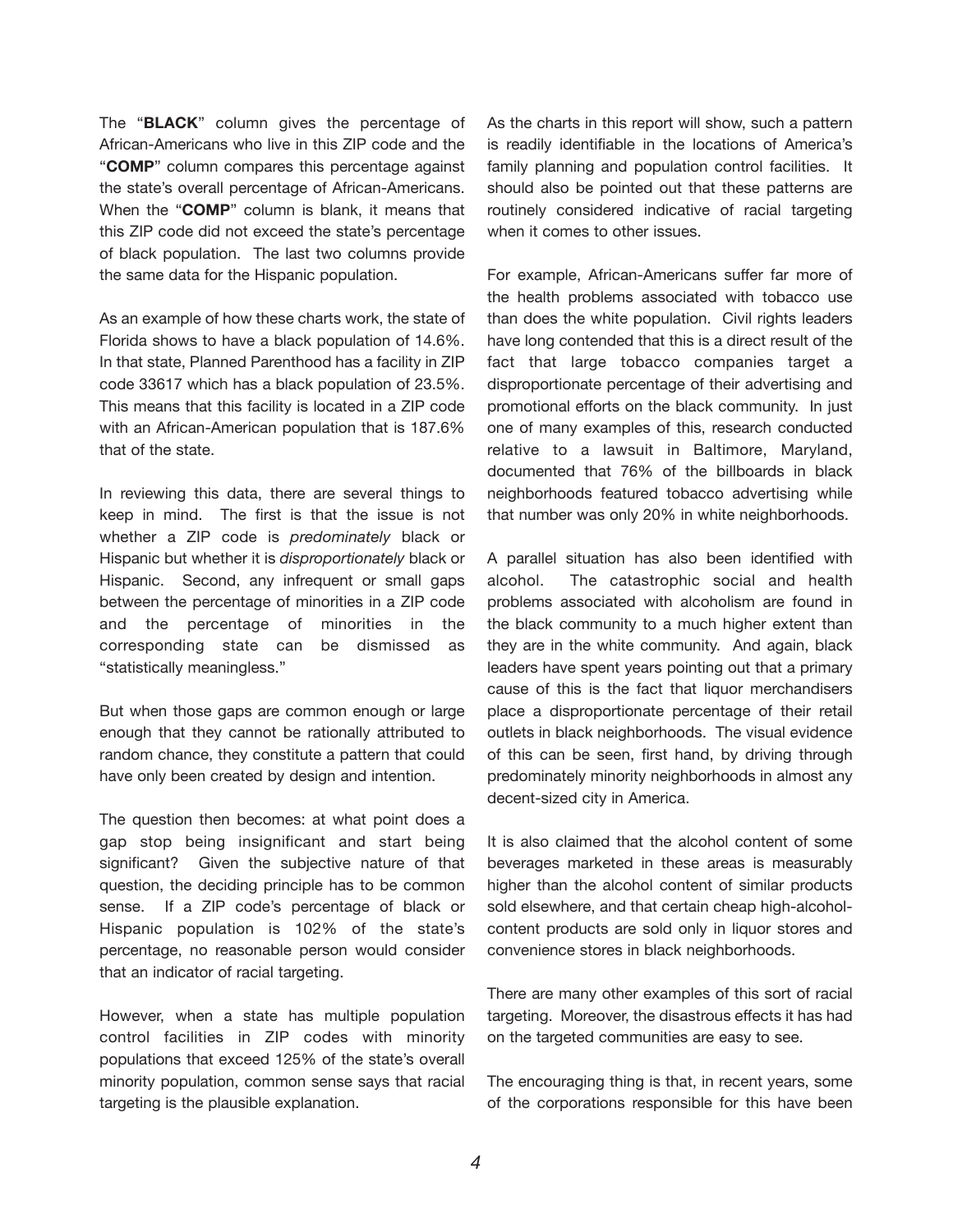The "**BLACK**" column gives the percentage of African-Americans who live in this ZIP code and the "**COMP**" column compares this percentage against the state's overall percentage of African-Americans. When the "**COMP**" column is blank, it means that this ZIP code did not exceed the state's percentage of black population. The last two columns provide the same data for the Hispanic population.

As an example of how these charts work, the state of Florida shows to have a black population of 14.6%. In that state, Planned Parenthood has a facility in ZIP code 33617 which has a black population of 23.5%. This means that this facility is located in a ZIP code with an African-American population that is 187.6% that of the state.

In reviewing this data, there are several things to keep in mind. The first is that the issue is not whether a ZIP code is *predominately* black or Hispanic but whether it is *disproportionately* black or Hispanic. Second, any infrequent or small gaps between the percentage of minorities in a ZIP code and the percentage of minorities in the corresponding state can be dismissed as "statistically meaningless."

But when those gaps are common enough or large enough that they cannot be rationally attributed to random chance, they constitute a pattern that could have only been created by design and intention.

The question then becomes: at what point does a gap stop being insignificant and start being significant? Given the subjective nature of that question, the deciding principle has to be common sense. If a ZIP code's percentage of black or Hispanic population is 102% of the state's percentage, no reasonable person would consider that an indicator of racial targeting.

However, when a state has multiple population control facilities in ZIP codes with minority populations that exceed 125% of the state's overall minority population, common sense says that racial targeting is the plausible explanation.

As the charts in this report will show, such a pattern is readily identifiable in the locations of America's family planning and population control facilities. It should also be pointed out that these patterns are routinely considered indicative of racial targeting when it comes to other issues.

For example, African-Americans suffer far more of the health problems associated with tobacco use than does the white population. Civil rights leaders have long contended that this is a direct result of the fact that large tobacco companies target a disproportionate percentage of their advertising and promotional efforts on the black community. In just one of many examples of this, research conducted relative to a lawsuit in Baltimore, Maryland, documented that 76% of the billboards in black neighborhoods featured tobacco advertising while that number was only 20% in white neighborhoods.

A parallel situation has also been identified with alcohol. The catastrophic social and health problems associated with alcoholism are found in the black community to a much higher extent than they are in the white community. And again, black leaders have spent years pointing out that a primary cause of this is the fact that liquor merchandisers place a disproportionate percentage of their retail outlets in black neighborhoods. The visual evidence of this can be seen, first hand, by driving through predominately minority neighborhoods in almost any decent-sized city in America.

It is also claimed that the alcohol content of some beverages marketed in these areas is measurably higher than the alcohol content of similar products sold elsewhere, and that certain cheap high-alcohol-content products are sold only in liquor stores and convenience stores in black neighborhoods.

There are many other examples of this sort of racial targeting. Moreover, the disastrous effects it has had on the targeted communities are easy to see.

The encouraging thing is that, in recent years, some of the corporations responsible for this have been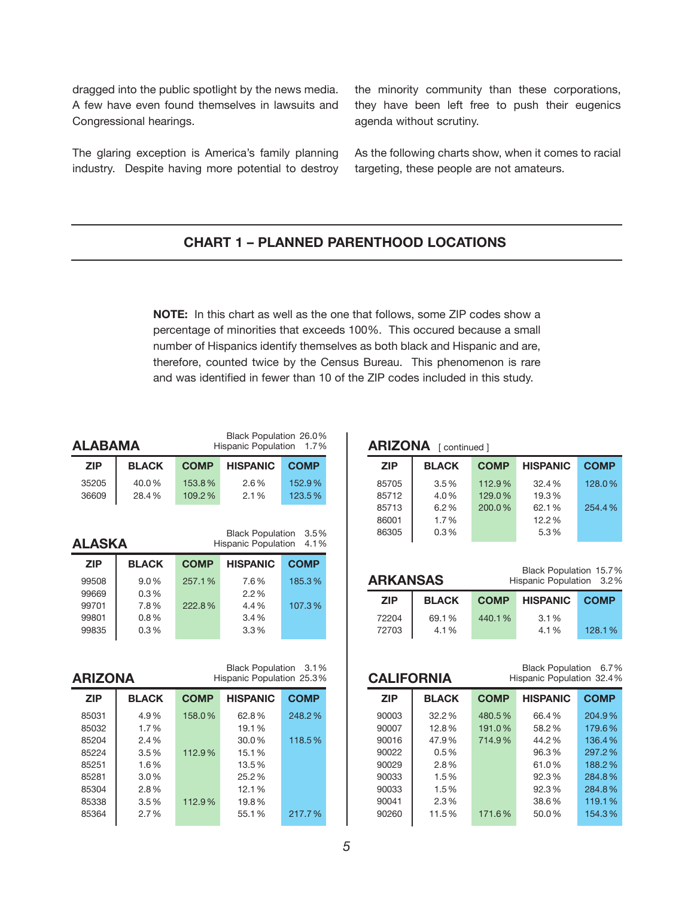dragged into the public spotlight by the news media. A few have even found themselves in lawsuits and Congressional hearings.

The glaring exception is America's family planning industry. Despite having more potential to destroy the minority community than these corporations, they have been left free to push their eugenics agenda without scrutiny.

As the following charts show, when it comes to racial targeting, these people are not amateurs.

## CHART 1 – PLANNED PARENTHOOD LOCATIONS

**NOTE:** In this chart as well as the one that follows, some ZIP codes show a percentage of minorities that exceeds 100%. This occured because a small number of Hispanics identify themselves as both black and Hispanic and are, therefore, counted twice by the Census Bureau. This phenomenon is rare and was identified in fewer than 10 of the ZIP codes included in this study.

### ALABAMA

Black Population 26.0%
Hispanic Population 1.7%

| ZIP | BLACK | COMP | HISPANIC | COMP |
|---|---|---|---|---|
| 35205 | 40.0% | 153.8% | 2.6% | 152.9% |
| 36609 | 28.4% | 109.2% | 2.1% | 123.5% |

### ALASKA

Black Population 3.5%
Hispanic Population 4.1%

| ZIP | BLACK | COMP | HISPANIC | COMP |
|---|---|---|---|---|
| 99508 | 9.0% | 257.1% | 7.6% | 185.3% |
| 99669 | 0.3% | | 2.2% | |
| 99701 | 7.8% | 222.8% | 4.4% | 107.3% |
| 99801 | 0.8% | | 3.4% | |
| 99835 | 0.3% | | 3.3% | |

### ARIZONA

Black Population 3.1%
Hispanic Population 25.3%

| ZIP | BLACK | COMP | HISPANIC | COMP |
|---|---|---|---|---|
| 85031 | 4.9% | 158.0% | 62.8% | 248.2% |
| 85032 | 1.7% | | 19.1% | |
| 85204 | 2.4% | | 30.0% | 118.5% |
| 85224 | 3.5% | 112.9% | 15.1% | |
| 85251 | 1.6% | | 13.5% | |
| 85281 | 3.0% | | 25.2% | |
| 85304 | 2.8% | | 12.1% | |
| 85338 | 3.5% | 112.9% | 19.8% | |
| 85364 | 2.7% | | 55.1% | 217.7% |

### ARIZONA [ continued ]

| ZIP | BLACK | COMP | HISPANIC | COMP |
|---|---|---|---|---|
| 85705 | 3.5% | 112.9% | 32.4% | 128.0% |
| 85712 | 4.0% | 129.0% | 19.3% | |
| 85713 | 6.2% | 200.0% | 62.1% | 254.4% |
| 86001 | 1.7% | | 12.2% | |
| 86305 | 0.3% | | 5.3% | |

### ARKANSAS

Black Population 15.7%
Hispanic Population 3.2%

| ZIP | BLACK | COMP | HISPANIC | COMP |
|---|---|---|---|---|
| 72204 | 69.1% | 440.1% | 3.1% | |
| 72703 | 4.1% | | 4.1% | 128.1% |

### CALIFORNIA

Black Population 6.7%
Hispanic Population 32.4%

| ZIP | BLACK | COMP | HISPANIC | COMP |
|---|---|---|---|---|
| 90003 | 32.2% | 480.5% | 66.4% | 204.9% |
| 90007 | 12.8% | 191.0% | 58.2% | 179.6% |
| 90016 | 47.9% | 714.9% | 44.2% | 136.4% |
| 90022 | 0.5% | | 96.3% | 297.2% |
| 90029 | 2.8% | | 61.0% | 188.2% |
| 90033 | 1.5% | | 92.3% | 284.8% |
| 90033 | 1.5% | | 92.3% | 284.8% |
| 90041 | 2.3% | | 38.6% | 119.1% |
| 90260 | 11.5% | 171.6% | 50.0% | 154.3% |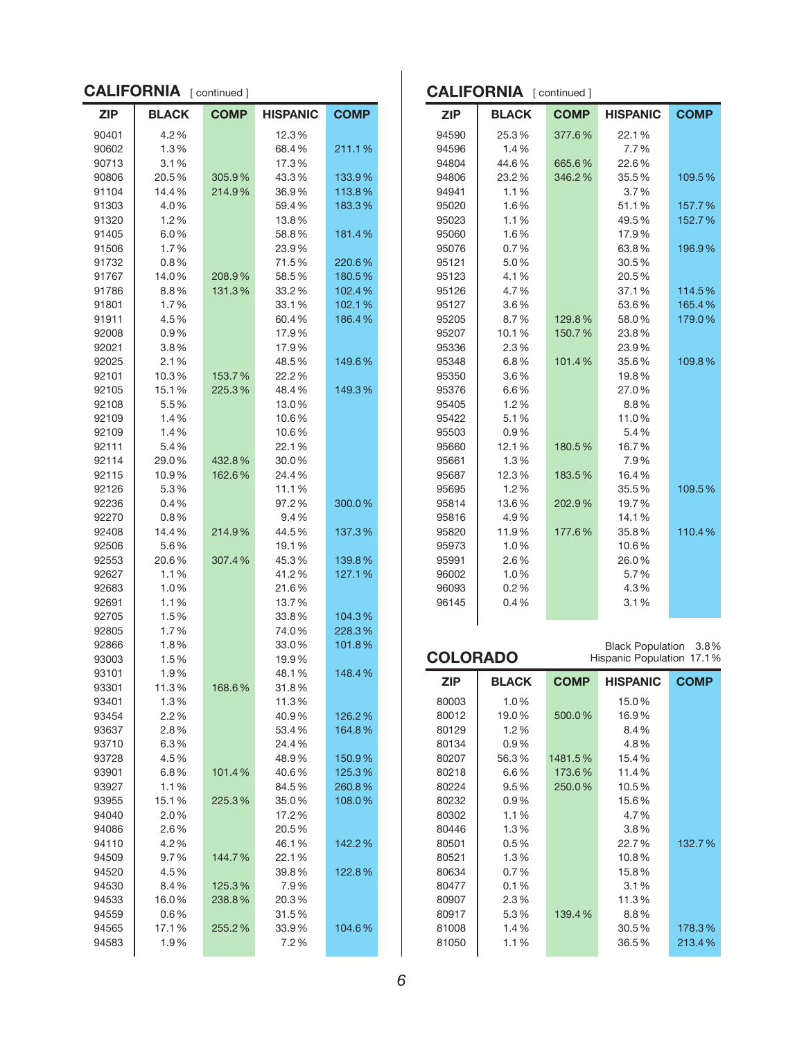## CALIFORNIA [ continued ]

| ZIP | BLACK | COMP | HISPANIC | COMP |
|---|---|---|---|---|
| 90401 | 4.2% | | 12.3% | |
| 90602 | 1.3% | | 68.4% | 211.1% |
| 90713 | 3.1% | | 17.3% | |
| 90806 | 20.5% | 305.9% | 43.3% | 133.9% |
| 91104 | 14.4% | 214.9% | 36.9% | 113.8% |
| 91303 | 4.0% | | 59.4% | 183.3% |
| 91320 | 1.2% | | 13.8% | |
| 91405 | 6.0% | | 58.8% | 181.4% |
| 91506 | 1.7% | | 23.9% | |
| 91732 | 0.8% | | 71.5% | 220.6% |
| 91767 | 14.0% | 208.9% | 58.5% | 180.5% |
| 91786 | 8.8% | 131.3% | 33.2% | 102.4% |
| 91801 | 1.7% | | 33.1% | 102.1% |
| 91911 | 4.5% | | 60.4% | 186.4% |
| 92008 | 0.9% | | 17.9% | |
| 92021 | 3.8% | | 17.9% | |
| 92025 | 2.1% | | 48.5% | 149.6% |
| 92101 | 10.3% | 153.7% | 22.2% | |
| 92105 | 15.1% | 225.3% | 48.4% | 149.3% |
| 92108 | 5.5% | | 13.0% | |
| 92109 | 1.4% | | 10.6% | |
| 92109 | 1.4% | | 10.6% | |
| 92111 | 5.4% | | 22.1% | |
| 92114 | 29.0% | 432.8% | 30.0% | |
| 92115 | 10.9% | 162.6% | 24.4% | |
| 92126 | 5.3% | | 11.1% | |
| 92236 | 0.4% | | 97.2% | 300.0% |
| 92270 | 0.8% | | 9.4% | |
| 92408 | 14.4% | 214.9% | 44.5% | 137.3% |
| 92506 | 5.6% | | 19.1% | |
| 92553 | 20.6% | 307.4% | 45.3% | 139.8% |
| 92627 | 1.1% | | 41.2% | 127.1% |
| 92683 | 1.0% | | 21.6% | |
| 92691 | 1.1% | | 13.7% | |
| 92705 | 1.5% | | 33.8% | 104.3% |
| 92805 | 1.7% | | 74.0% | 228.3% |
| 92866 | 1.8% | | 33.0% | 101.8% |
| 93003 | 1.5% | | 19.9% | |
| 93101 | 1.9% | | 48.1% | 148.4% |
| 93301 | 11.3% | 168.6% | 31.8% | |
| 93401 | 1.3% | | 11.3% | |
| 93454 | 2.2% | | 40.9% | 126.2% |
| 93637 | 2.8% | | 53.4% | 164.8% |
| 93710 | 6.3% | | 24.4% | |
| 93728 | 4.5% | | 48.9% | 150.9% |
| 93901 | 6.8% | 101.4% | 40.6% | 125.3% |
| 93927 | 1.1% | | 84.5% | 260.8% |
| 93955 | 15.1% | 225.3% | 35.0% | 108.0% |
| 94040 | 2.0% | | 17.2% | |
| 94086 | 2.6% | | 20.5% | |
| 94110 | 4.2% | | 46.1% | 142.2% |
| 94509 | 9.7% | 144.7% | 22.1% | |
| 94520 | 4.5% | | 39.8% | 122.8% |
| 94530 | 8.4% | 125.3% | 7.9% | |
| 94533 | 16.0% | 238.8% | 20.3% | |
| 94559 | 0.6% | | 31.5% | |
| 94565 | 17.1% | 255.2% | 33.9% | 104.6% |
| 94583 | 1.9% | | 7.2% | |
| 94590 | 25.3% | 377.6% | 22.1% | |
| 94596 | 1.4% | | 7.7% | |
| 94804 | 44.6% | 665.6% | 22.6% | |
| 94806 | 23.2% | 346.2% | 35.5% | 109.5% |
| 94941 | 1.1% | | 3.7% | |
| 95020 | 1.6% | | 51.1% | 157.7% |
| 95023 | 1.1% | | 49.5% | 152.7% |
| 95060 | 1.6% | | 17.9% | |
| 95076 | 0.7% | | 63.8% | 196.9% |
| 95121 | 5.0% | | 30.5% | |
| 95123 | 4.1% | | 20.5% | |
| 95126 | 4.7% | | 37.1% | 114.5% |
| 95127 | 3.6% | | 53.6% | 165.4% |
| 95205 | 8.7% | 129.8% | 58.0% | 179.0% |
| 95207 | 10.1% | 150.7% | 23.8% | |
| 95336 | 2.3% | | 23.9% | |
| 95348 | 6.8% | 101.4% | 35.6% | 109.8% |
| 95350 | 3.6% | | 19.8% | |
| 95376 | 6.6% | | 27.0% | |
| 95405 | 1.2% | | 8.8% | |
| 95422 | 5.1% | | 11.0% | |
| 95503 | 0.9% | | 5.4% | |
| 95660 | 12.1% | 180.5% | 16.7% | |
| 95661 | 1.3% | | 7.9% | |
| 95687 | 12.3% | 183.5% | 16.4% | |
| 95695 | 1.2% | | 35.5% | 109.5% |
| 95814 | 13.6% | 202.9% | 19.7% | |
| 95816 | 4.9% | | 14.1% | |
| 95820 | 11.9% | 177.6% | 35.8% | 110.4% |
| 95973 | 1.0% | | 10.6% | |
| 95991 | 2.6% | | 26.0% | |
| 96002 | 1.0% | | 5.7% | |
| 96093 | 0.2% | | 4.3% | |
| 96145 | 0.4% | | 3.1% | |

## COLORADO

Black Population 3.8%
Hispanic Population 17.1%

| ZIP | BLACK | COMP | HISPANIC | COMP |
|---|---|---|---|---|
| 80003 | 1.0% | | 15.0% | |
| 80012 | 19.0% | 500.0% | 16.9% | |
| 80129 | 1.2% | | 8.4% | |
| 80134 | 0.9% | | 4.8% | |
| 80207 | 56.3% | 1481.5% | 15.4% | |
| 80218 | 6.6% | 173.6% | 11.4% | |
| 80224 | 9.5% | 250.0% | 10.5% | |
| 80232 | 0.9% | | 15.6% | |
| 80302 | 1.1% | | 4.7% | |
| 80446 | 1.3% | | 3.8% | |
| 80501 | 0.5% | | 22.7% | 132.7% |
| 80521 | 1.3% | | 10.8% | |
| 80634 | 0.7% | | 15.8% | |
| 80477 | 0.1% | | 3.1% | |
| 80907 | 2.3% | | 11.3% | |
| 80917 | 5.3% | 139.4% | 8.8% | |
| 81008 | 1.4% | | 30.5% | 178.3% |
| 81050 | 1.1% | | 36.5% | 213.4% |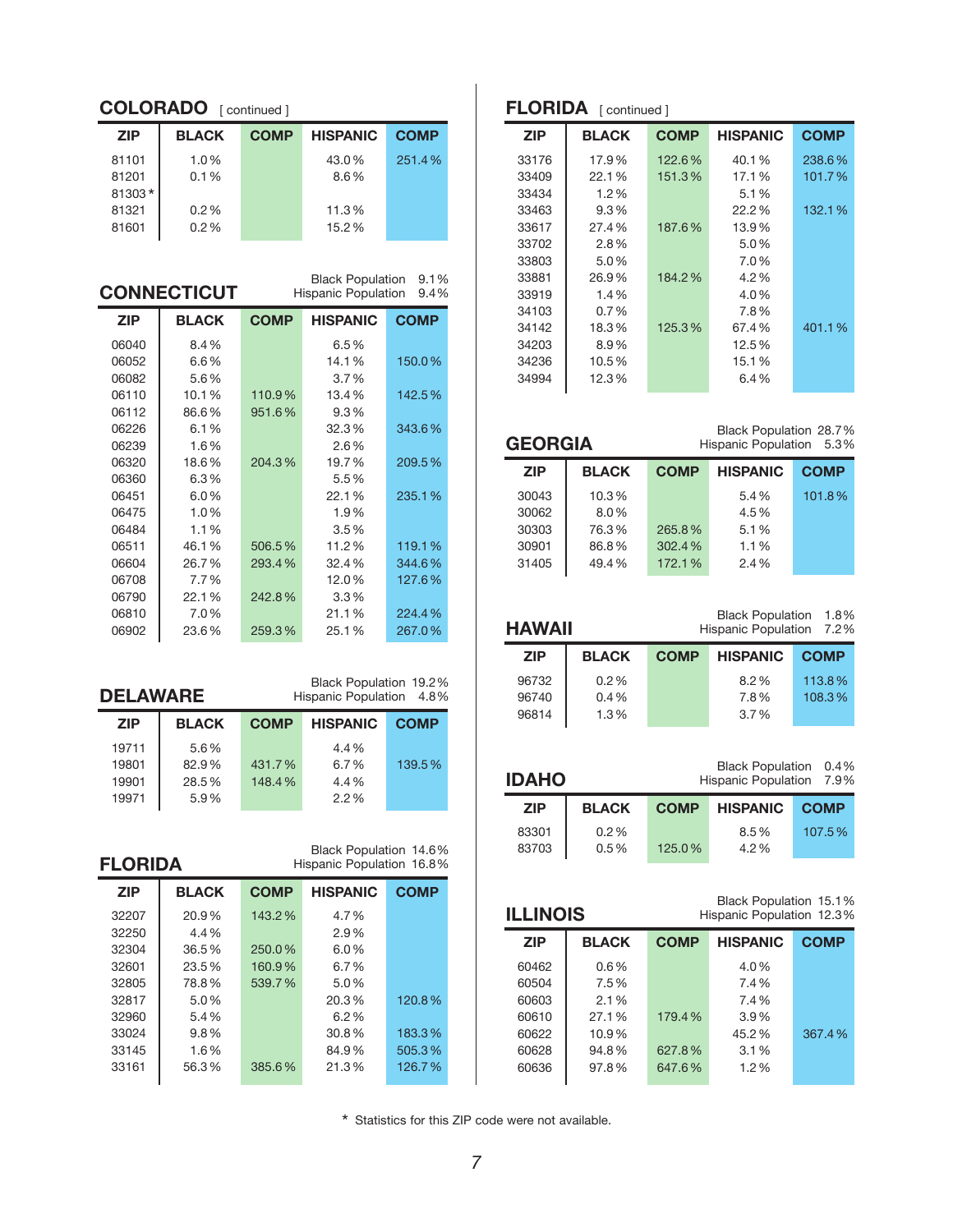## COLORADO [ continued ]

| ZIP | BLACK | COMP | HISPANIC | COMP |
|---|---|---|---|---|
| 81101 | 1.0% | | 43.0% | 251.4% |
| 81201 | 0.1% | | 8.6% | |
| 81303* | | | | |
| 81321 | 0.2% | | 11.3% | |
| 81601 | 0.2% | | 15.2% | |

## CONNECTICUT

Black Population 9.1%
Hispanic Population 9.4%

| ZIP | BLACK | COMP | HISPANIC | COMP |
|---|---|---|---|---|
| 06040 | 8.4% | | 6.5% | |
| 06052 | 6.6% | | 14.1% | 150.0% |
| 06082 | 5.6% | | 3.7% | |
| 06110 | 10.1% | 110.9% | 13.4% | 142.5% |
| 06112 | 86.6% | 951.6% | 9.3% | |
| 06226 | 6.1% | | 32.3% | 343.6% |
| 06239 | 1.6% | | 2.6% | |
| 06320 | 18.6% | 204.3% | 19.7% | 209.5% |
| 06360 | 6.3% | | 5.5% | |
| 06451 | 6.0% | | 22.1% | 235.1% |
| 06475 | 1.0% | | 1.9% | |
| 06484 | 1.1% | | 3.5% | |
| 06511 | 46.1% | 506.5% | 11.2% | 119.1% |
| 06604 | 26.7% | 293.4% | 32.4% | 344.6% |
| 06708 | 7.7% | | 12.0% | 127.6% |
| 06790 | 22.1% | 242.8% | 3.3% | |
| 06810 | 7.0% | | 21.1% | 224.4% |
| 06902 | 23.6% | 259.3% | 25.1% | 267.0% |

## DELAWARE

Black Population 19.2%
Hispanic Population 4.8%

| ZIP | BLACK | COMP | HISPANIC | COMP |
|---|---|---|---|---|
| 19711 | 5.6% | | 4.4% | |
| 19801 | 82.9% | 431.7% | 6.7% | 139.5% |
| 19901 | 28.5% | 148.4% | 4.4% | |
| 19971 | 5.9% | | 2.2% | |

## FLORIDA

Black Population 14.6%
Hispanic Population 16.8%

| ZIP | BLACK | COMP | HISPANIC | COMP |
|---|---|---|---|---|
| 32207 | 20.9% | 143.2% | 4.7% | |
| 32250 | 4.4% | | 2.9% | |
| 32304 | 36.5% | 250.0% | 6.0% | |
| 32601 | 23.5% | 160.9% | 6.7% | |
| 32805 | 78.8% | 539.7% | 5.0% | |
| 32817 | 5.0% | | 20.3% | 120.8% |
| 32960 | 5.4% | | 6.2% | |
| 33024 | 9.8% | | 30.8% | 183.3% |
| 33145 | 1.6% | | 84.9% | 505.3% |
| 33161 | 56.3% | 385.6% | 21.3% | 126.7% |

## FLORIDA [ continued ]

| ZIP | BLACK | COMP | HISPANIC | COMP |
|---|---|---|---|---|
| 33176 | 17.9% | 122.6% | 40.1% | 238.6% |
| 33409 | 22.1% | 151.3% | 17.1% | 101.7% |
| 33434 | 1.2% | | 5.1% | |
| 33463 | 9.3% | | 22.2% | 132.1% |
| 33617 | 27.4% | 187.6% | 13.9% | |
| 33702 | 2.8% | | 5.0% | |
| 33803 | 5.0% | | 7.0% | |
| 33881 | 26.9% | 184.2% | 4.2% | |
| 33919 | 1.4% | | 4.0% | |
| 34103 | 0.7% | | 7.8% | |
| 34142 | 18.3% | 125.3% | 67.4% | 401.1% |
| 34203 | 8.9% | | 12.5% | |
| 34236 | 10.5% | | 15.1% | |
| 34994 | 12.3% | | 6.4% | |

## GEORGIA

Black Population 28.7%
Hispanic Population 5.3%

| ZIP | BLACK | COMP | HISPANIC | COMP |
|---|---|---|---|---|
| 30043 | 10.3% | | 5.4% | 101.8% |
| 30062 | 8.0% | | 4.5% | |
| 30303 | 76.3% | 265.8% | 5.1% | |
| 30901 | 86.8% | 302.4% | 1.1% | |
| 31405 | 49.4% | 172.1% | 2.4% | |

## HAWAII

Black Population 1.8%
Hispanic Population 7.2%

| ZIP | BLACK | COMP | HISPANIC | COMP |
|---|---|---|---|---|
| 96732 | 0.2% | | 8.2% | 113.8% |
| 96740 | 0.4% | | 7.8% | 108.3% |
| 96814 | 1.3% | | 3.7% | |

## IDAHO

Black Population 0.4%
Hispanic Population 7.9%

| ZIP | BLACK | COMP | HISPANIC | COMP |
|---|---|---|---|---|
| 83301 | 0.2% | | 8.5% | 107.5% |
| 83703 | 0.5% | 125.0% | 4.2% | |

## ILLINOIS

Black Population 15.1%
Hispanic Population 12.3%

| ZIP | BLACK | COMP | HISPANIC | COMP |
|---|---|---|---|---|
| 60462 | 0.6% | | 4.0% | |
| 60504 | 7.5% | | 7.4% | |
| 60603 | 2.1% | | 7.4% | |
| 60610 | 27.1% | 179.4% | 3.9% | |
| 60622 | 10.9% | | 45.2% | 367.4% |
| 60628 | 94.8% | 627.8% | 3.1% | |
| 60636 | 97.8% | 647.6% | 1.2% | |

* Statistics for this ZIP code were not available.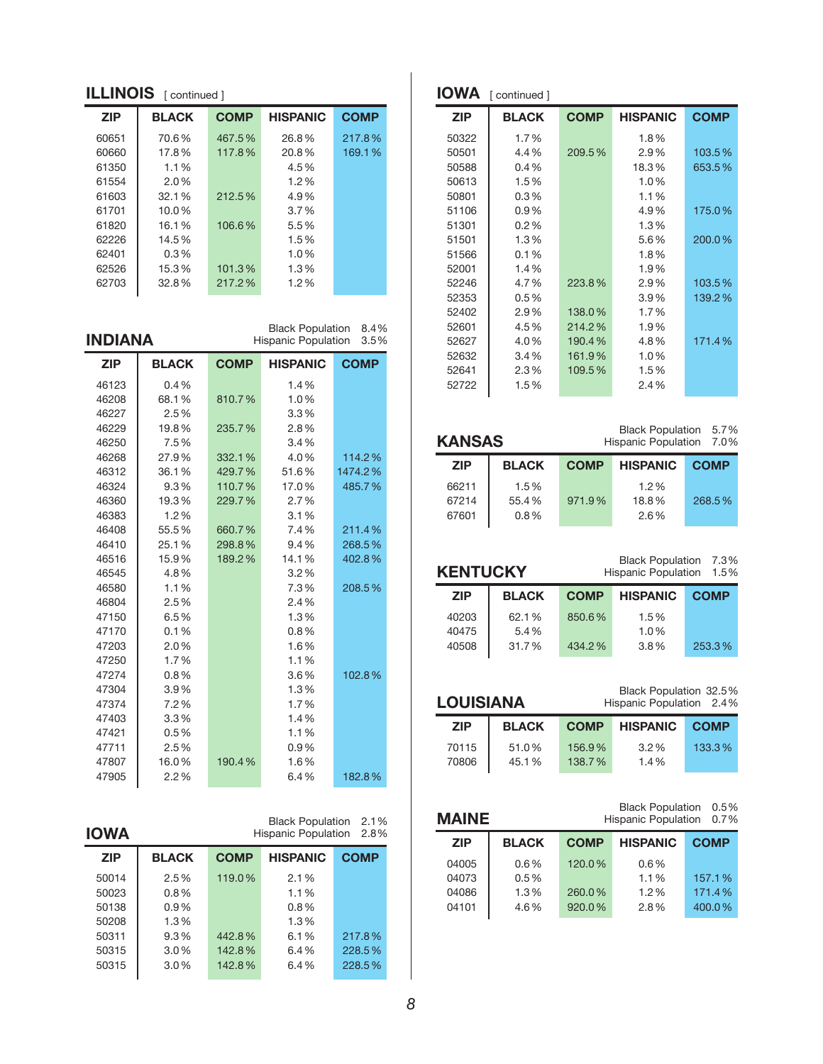## ILLINOIS [ continued ]

| ZIP | BLACK | COMP | HISPANIC | COMP |
|---|---|---|---|---|
| 60651 | 70.6% | 467.5% | 26.8% | 217.8% |
| 60660 | 17.8% | 117.8% | 20.8% | 169.1% |
| 61350 | 1.1% | | 4.5% | |
| 61554 | 2.0% | | 1.2% | |
| 61603 | 32.1% | 212.5% | 4.9% | |
| 61701 | 10.0% | | 3.7% | |
| 61820 | 16.1% | 106.6% | 5.5% | |
| 62226 | 14.5% | | 1.5% | |
| 62401 | 0.3% | | 1.0% | |
| 62526 | 15.3% | 101.3% | 1.3% | |
| 62703 | 32.8% | 217.2% | 1.2% | |

## INDIANA

Black Population 8.4%
Hispanic Population 3.5%

| ZIP | BLACK | COMP | HISPANIC | COMP |
|---|---|---|---|---|
| 46123 | 0.4% | | 1.4% | |
| 46208 | 68.1% | 810.7% | 1.0% | |
| 46227 | 2.5% | | 3.3% | |
| 46229 | 19.8% | 235.7% | 2.8% | |
| 46250 | 7.5% | | 3.4% | |
| 46268 | 27.9% | 332.1% | 4.0% | 114.2% |
| 46312 | 36.1% | 429.7% | 51.6% | 1474.2% |
| 46324 | 9.3% | 110.7% | 17.0% | 485.7% |
| 46360 | 19.3% | 229.7% | 2.7% | |
| 46383 | 1.2% | | 3.1% | |
| 46408 | 55.5% | 660.7% | 7.4% | 211.4% |
| 46410 | 25.1% | 298.8% | 9.4% | 268.5% |
| 46516 | 15.9% | 189.2% | 14.1% | 402.8% |
| 46545 | 4.8% | | 3.2% | |
| 46580 | 1.1% | | 7.3% | 208.5% |
| 46804 | 2.5% | | 2.4% | |
| 47150 | 6.5% | | 1.3% | |
| 47170 | 0.1% | | 0.8% | |
| 47203 | 2.0% | | 1.6% | |
| 47250 | 1.7% | | 1.1% | |
| 47274 | 0.8% | | 3.6% | 102.8% |
| 47304 | 3.9% | | 1.3% | |
| 47374 | 7.2% | | 1.7% | |
| 47403 | 3.3% | | 1.4% | |
| 47421 | 0.5% | | 1.1% | |
| 47711 | 2.5% | | 0.9% | |
| 47807 | 16.0% | 190.4% | 1.6% | |
| 47905 | 2.2% | | 6.4% | 182.8% |

## IOWA

Black Population 2.1%
Hispanic Population 2.8%

| ZIP | BLACK | COMP | HISPANIC | COMP |
|---|---|---|---|---|
| 50014 | 2.5% | 119.0% | 2.1% | |
| 50023 | 0.8% | | 1.1% | |
| 50138 | 0.9% | | 0.8% | |
| 50208 | 1.3% | | 1.3% | |
| 50311 | 9.3% | 442.8% | 6.1% | 217.8% |
| 50315 | 3.0% | 142.8% | 6.4% | 228.5% |
| 50315 | 3.0% | 142.8% | 6.4% | 228.5% |

## IOWA [ continued ]

| ZIP | BLACK | COMP | HISPANIC | COMP |
|---|---|---|---|---|
| 50322 | 1.7% | | 1.8% | |
| 50501 | 4.4% | 209.5% | 2.9% | 103.5% |
| 50588 | 0.4% | | 18.3% | 653.5% |
| 50613 | 1.5% | | 1.0% | |
| 50801 | 0.3% | | 1.1% | |
| 51106 | 0.9% | | 4.9% | 175.0% |
| 51301 | 0.2% | | 1.3% | |
| 51501 | 1.3% | | 5.6% | 200.0% |
| 51566 | 0.1% | | 1.8% | |
| 52001 | 1.4% | | 1.9% | |
| 52246 | 4.7% | 223.8% | 2.9% | 103.5% |
| 52353 | 0.5% | | 3.9% | 139.2% |
| 52402 | 2.9% | 138.0% | 1.7% | |
| 52601 | 4.5% | 214.2% | 1.9% | |
| 52627 | 4.0% | 190.4% | 4.8% | 171.4% |
| 52632 | 3.4% | 161.9% | 1.0% | |
| 52641 | 2.3% | 109.5% | 1.5% | |
| 52722 | 1.5% | | 2.4% | |

## KANSAS

Black Population 5.7%
Hispanic Population 7.0%

| ZIP | BLACK | COMP | HISPANIC | COMP |
|---|---|---|---|---|
| 66211 | 1.5% | | 1.2% | |
| 67214 | 55.4% | 971.9% | 18.8% | 268.5% |
| 67601 | 0.8% | | 2.6% | |

## KENTUCKY

Black Population 7.3%
Hispanic Population 1.5%

| ZIP | BLACK | COMP | HISPANIC | COMP |
|---|---|---|---|---|
| 40203 | 62.1% | 850.6% | 1.5% | |
| 40475 | 5.4% | | 1.0% | |
| 40508 | 31.7% | 434.2% | 3.8% | 253.3% |

## LOUISIANA

Black Population 32.5%
Hispanic Population 2.4%

| ZIP | BLACK | COMP | HISPANIC | COMP |
|---|---|---|---|---|
| 70115 | 51.0% | 156.9% | 3.2% | 133.3% |
| 70806 | 45.1% | 138.7% | 1.4% | |

## MAINE

Black Population 0.5%
Hispanic Population 0.7%

| ZIP | BLACK | COMP | HISPANIC | COMP |
|---|---|---|---|---|
| 04005 | 0.6% | 120.0% | 0.6% | |
| 04073 | 0.5% | | 1.1% | 157.1% |
| 04086 | 1.3% | 260.0% | 1.2% | 171.4% |
| 04101 | 4.6% | 920.0% | 2.8% | 400.0% |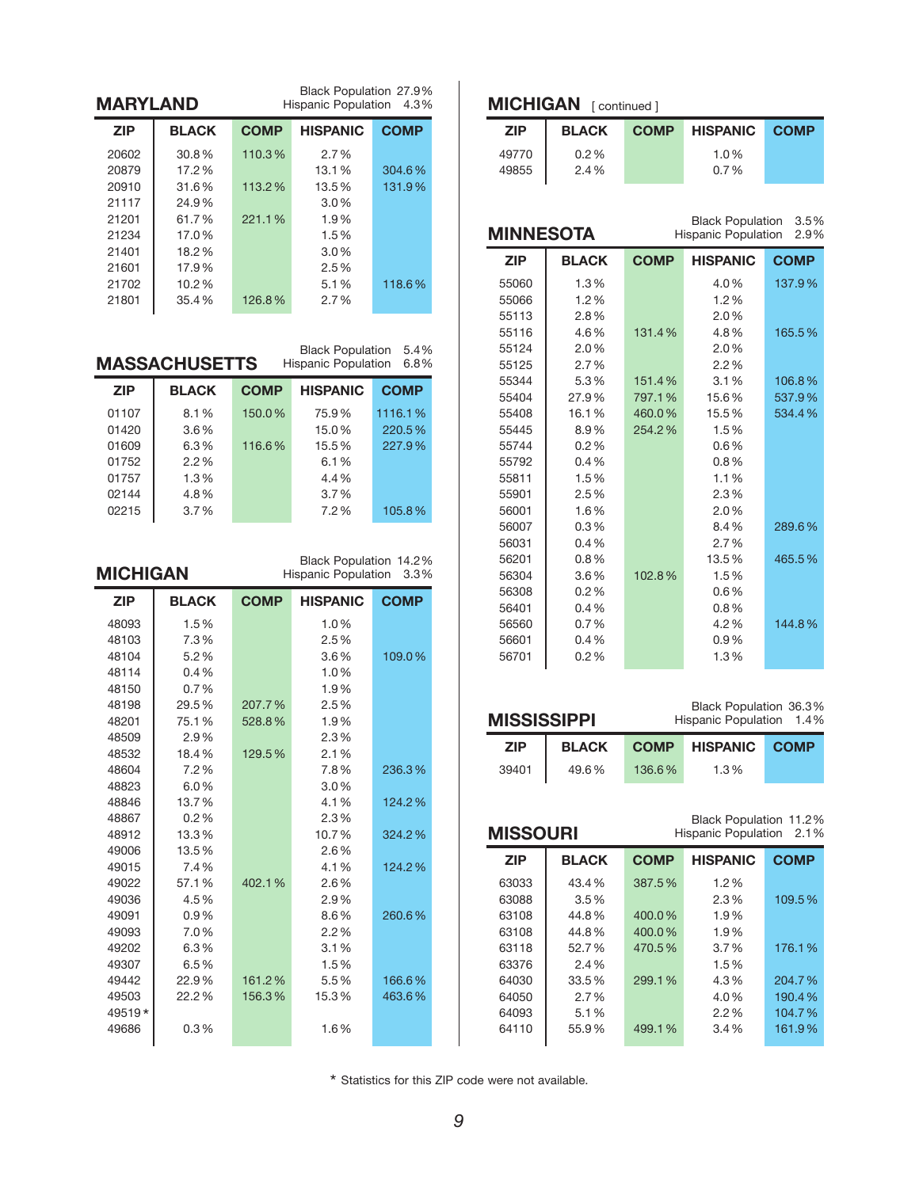## MARYLAND

Black Population 27.9%
Hispanic Population 4.3%

| ZIP | BLACK | COMP | HISPANIC | COMP |
|---|---|---|---|---|
| 20602 | 30.8% | 110.3% | 2.7% | |
| 20879 | 17.2% | | 13.1% | 304.6% |
| 20910 | 31.6% | 113.2% | 13.5% | 131.9% |
| 21117 | 24.9% | | 3.0% | |
| 21201 | 61.7% | 221.1% | 1.9% | |
| 21234 | 17.0% | | 1.5% | |
| 21401 | 18.2% | | 3.0% | |
| 21601 | 17.9% | | 2.5% | |
| 21702 | 10.2% | | 5.1% | 118.6% |
| 21801 | 35.4% | 126.8% | 2.7% | |

## MASSACHUSETTS

Black Population 5.4%
Hispanic Population 6.8%

| ZIP | BLACK | COMP | HISPANIC | COMP |
|---|---|---|---|---|
| 01107 | 8.1% | 150.0% | 75.9% | 1116.1% |
| 01420 | 3.6% | | 15.0% | 220.5% |
| 01609 | 6.3% | 116.6% | 15.5% | 227.9% |
| 01752 | 2.2% | | 6.1% | |
| 01757 | 1.3% | | 4.4% | |
| 02144 | 4.8% | | 3.7% | |
| 02215 | 3.7% | | 7.2% | 105.8% |

## MICHIGAN

Black Population 14.2%
Hispanic Population 3.3%

| ZIP | BLACK | COMP | HISPANIC | COMP |
|---|---|---|---|---|
| 48093 | 1.5% | | 1.0% | |
| 48103 | 7.3% | | 2.5% | |
| 48104 | 5.2% | | 3.6% | 109.0% |
| 48114 | 0.4% | | 1.0% | |
| 48150 | 0.7% | | 1.9% | |
| 48198 | 29.5% | 207.7% | 2.5% | |
| 48201 | 75.1% | 528.8% | 1.9% | |
| 48509 | 2.9% | | 2.3% | |
| 48532 | 18.4% | 129.5% | 2.1% | |
| 48604 | 7.2% | | 7.8% | 236.3% |
| 48823 | 6.0% | | 3.0% | |
| 48846 | 13.7% | | 4.1% | 124.2% |
| 48867 | 0.2% | | 2.3% | |
| 48912 | 13.3% | | 10.7% | 324.2% |
| 49006 | 13.5% | | 2.6% | |
| 49015 | 7.4% | | 4.1% | 124.2% |
| 49022 | 57.1% | 402.1% | 2.6% | |
| 49036 | 4.5% | | 2.9% | |
| 49091 | 0.9% | | 8.6% | 260.6% |
| 49093 | 7.0% | | 2.2% | |
| 49202 | 6.3% | | 3.1% | |
| 49307 | 6.5% | | 1.5% | |
| 49442 | 22.9% | 161.2% | 5.5% | 166.6% |
| 49503 | 22.2% | 156.3% | 15.3% | 463.6% |
| 49519* | | | | |
| 49686 | 0.3% | | 1.6% | |

## MICHIGAN [ continued ]

| ZIP | BLACK | COMP | HISPANIC | COMP |
|---|---|---|---|---|
| 49770 | 0.2% | | 1.0% | |
| 49855 | 2.4% | | 0.7% | |

## MINNESOTA

Black Population 3.5%
Hispanic Population 2.9%

| ZIP | BLACK | COMP | HISPANIC | COMP |
|---|---|---|---|---|
| 55060 | 1.3% | | 4.0% | 137.9% |
| 55066 | 1.2% | | 1.2% | |
| 55113 | 2.8% | | 2.0% | |
| 55116 | 4.6% | 131.4% | 4.8% | 165.5% |
| 55124 | 2.0% | | 2.0% | |
| 55125 | 2.7% | | 2.2% | |
| 55344 | 5.3% | 151.4% | 3.1% | 106.8% |
| 55404 | 27.9% | 797.1% | 15.6% | 537.9% |
| 55408 | 16.1% | 460.0% | 15.5% | 534.4% |
| 55445 | 8.9% | 254.2% | 1.5% | |
| 55744 | 0.2% | | 0.6% | |
| 55792 | 0.4% | | 0.8% | |
| 55811 | 1.5% | | 1.1% | |
| 55901 | 2.5% | | 2.3% | |
| 56001 | 1.6% | | 2.0% | |
| 56007 | 0.3% | | 8.4% | 289.6% |
| 56031 | 0.4% | | 2.7% | |
| 56201 | 0.8% | | 13.5% | 465.5% |
| 56304 | 3.6% | 102.8% | 1.5% | |
| 56308 | 0.2% | | 0.6% | |
| 56401 | 0.4% | | 0.8% | |
| 56560 | 0.7% | | 4.2% | 144.8% |
| 56601 | 0.4% | | 0.9% | |
| 56701 | 0.2% | | 1.3% | |

## MISSISSIPPI

Black Population 36.3%
Hispanic Population 1.4%

| ZIP | BLACK | COMP | HISPANIC | COMP |
|---|---|---|---|---|
| 39401 | 49.6% | 136.6% | 1.3% | |

## MISSOURI

Black Population 11.2%
Hispanic Population 2.1%

| ZIP | BLACK | COMP | HISPANIC | COMP |
|---|---|---|---|---|
| 63033 | 43.4% | 387.5% | 1.2% | |
| 63088 | 3.5% | | 2.3% | 109.5% |
| 63108 | 44.8% | 400.0% | 1.9% | |
| 63108 | 44.8% | 400.0% | 1.9% | |
| 63118 | 52.7% | 470.5% | 3.7% | 176.1% |
| 63376 | 2.4% | | 1.5% | |
| 64030 | 33.5% | 299.1% | 4.3% | 204.7% |
| 64050 | 2.7% | | 4.0% | 190.4% |
| 64093 | 5.1% | | 2.2% | 104.7% |
| 64110 | 55.9% | 499.1% | 3.4% | 161.9% |

* Statistics for this ZIP code were not available.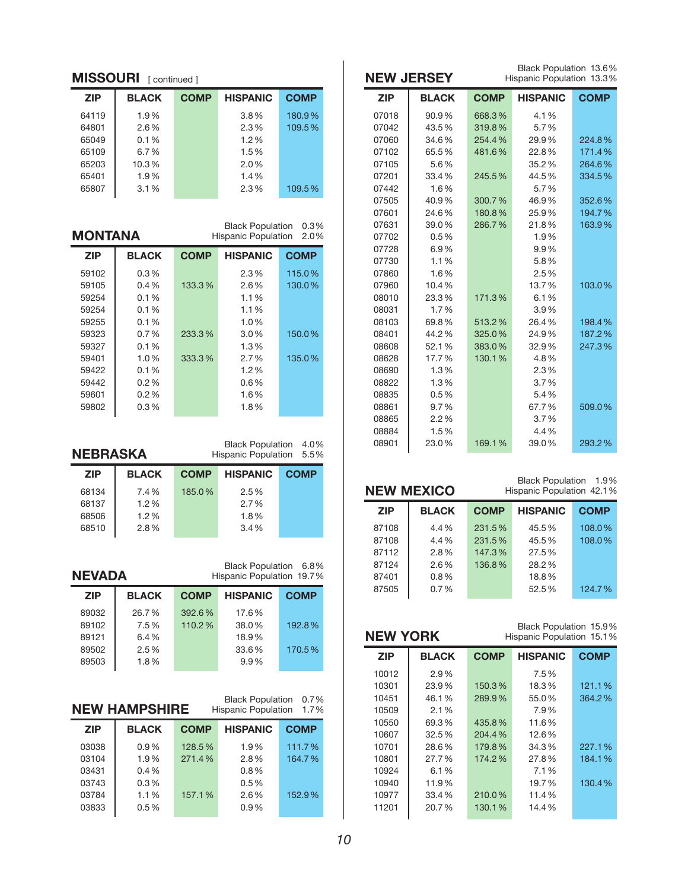## MISSOURI [ continued ]

| ZIP | BLACK | COMP | HISPANIC | COMP |
|---|---|---|---|---|
| 64119 | 1.9% | | 3.8% | 180.9% |
| 64801 | 2.6% | | 2.3% | 109.5% |
| 65049 | 0.1% | | 1.2% | |
| 65109 | 6.7% | | 1.5% | |
| 65203 | 10.3% | | 2.0% | |
| 65401 | 1.9% | | 1.4% | |
| 65807 | 3.1% | | 2.3% | 109.5% |

## MONTANA

Black Population 0.3%
Hispanic Population 2.0%

| ZIP | BLACK | COMP | HISPANIC | COMP |
|---|---|---|---|---|
| 59102 | 0.3% | | 2.3% | 115.0% |
| 59105 | 0.4% | 133.3% | 2.6% | 130.0% |
| 59254 | 0.1% | | 1.1% | |
| 59254 | 0.1% | | 1.1% | |
| 59255 | 0.1% | | 1.0% | |
| 59323 | 0.7% | 233.3% | 3.0% | 150.0% |
| 59327 | 0.1% | | 1.3% | |
| 59401 | 1.0% | 333.3% | 2.7% | 135.0% |
| 59422 | 0.1% | | 1.2% | |
| 59442 | 0.2% | | 0.6% | |
| 59601 | 0.2% | | 1.6% | |
| 59802 | 0.3% | | 1.8% | |

## NEBRASKA

Black Population 4.0%
Hispanic Population 5.5%

| ZIP | BLACK | COMP | HISPANIC | COMP |
|---|---|---|---|---|
| 68134 | 7.4% | 185.0% | 2.5% | |
| 68137 | 1.2% | | 2.7% | |
| 68506 | 1.2% | | 1.8% | |
| 68510 | 2.8% | | 3.4% | |

## NEVADA

Black Population 6.8%
Hispanic Population 19.7%

| ZIP | BLACK | COMP | HISPANIC | COMP |
|---|---|---|---|---|
| 89032 | 26.7% | 392.6% | 17.6% | |
| 89102 | 7.5% | 110.2% | 38.0% | 192.8% |
| 89121 | 6.4% | | 18.9% | |
| 89502 | 2.5% | | 33.6% | 170.5% |
| 89503 | 1.8% | | 9.9% | |

## NEW HAMPSHIRE

Black Population 0.7%
Hispanic Population 1.7%

| ZIP | BLACK | COMP | HISPANIC | COMP |
|---|---|---|---|---|
| 03038 | 0.9% | 128.5% | 1.9% | 111.7% |
| 03104 | 1.9% | 271.4% | 2.8% | 164.7% |
| 03431 | 0.4% | | 0.8% | |
| 03743 | 0.3% | | 0.5% | |
| 03784 | 1.1% | 157.1% | 2.6% | 152.9% |
| 03833 | 0.5% | | 0.9% | |

## NEW JERSEY

Black Population 13.6%
Hispanic Population 13.3%

| ZIP | BLACK | COMP | HISPANIC | COMP |
|---|---|---|---|---|
| 07018 | 90.9% | 668.3% | 4.1% | |
| 07042 | 43.5% | 319.8% | 5.7% | |
| 07060 | 34.6% | 254.4% | 29.9% | 224.8% |
| 07102 | 65.5% | 481.6% | 22.8% | 171.4% |
| 07105 | 5.6% | | 35.2% | 264.6% |
| 07201 | 33.4% | 245.5% | 44.5% | 334.5% |
| 07442 | 1.6% | | 5.7% | |
| 07505 | 40.9% | 300.7% | 46.9% | 352.6% |
| 07601 | 24.6% | 180.8% | 25.9% | 194.7% |
| 07631 | 39.0% | 286.7% | 21.8% | 163.9% |
| 07702 | 0.5% | | 1.9% | |
| 07728 | 6.9% | | 9.9% | |
| 07730 | 1.1% | | 5.8% | |
| 07860 | 1.6% | | 2.5% | |
| 07960 | 10.4% | | 13.7% | 103.0% |
| 08010 | 23.3% | 171.3% | 6.1% | |
| 08031 | 1.7% | | 3.9% | |
| 08103 | 69.8% | 513.2% | 26.4% | 198.4% |
| 08401 | 44.2% | 325.0% | 24.9% | 187.2% |
| 08608 | 52.1% | 383.0% | 32.9% | 247.3% |
| 08628 | 17.7% | 130.1% | 4.8% | |
| 08690 | 1.3% | | 2.3% | |
| 08822 | 1.3% | | 3.7% | |
| 08835 | 0.5% | | 5.4% | |
| 08861 | 9.7% | | 67.7% | 509.0% |
| 08865 | 2.2% | | 3.7% | |
| 08884 | 1.5% | | 4.4% | |
| 08901 | 23.0% | 169.1% | 39.0% | 293.2% |

## NEW MEXICO

Black Population 1.9%
Hispanic Population 42.1%

| ZIP | BLACK | COMP | HISPANIC | COMP |
|---|---|---|---|---|
| 87108 | 4.4% | 231.5% | 45.5% | 108.0% |
| 87108 | 4.4% | 231.5% | 45.5% | 108.0% |
| 87112 | 2.8% | 147.3% | 27.5% | |
| 87124 | 2.6% | 136.8% | 28.2% | |
| 87401 | 0.8% | | 18.8% | |
| 87505 | 0.7% | | 52.5% | 124.7% |

## NEW YORK

Black Population 15.9%
Hispanic Population 15.1%

| ZIP | BLACK | COMP | HISPANIC | COMP |
|---|---|---|---|---|
| 10012 | 2.9% | | 7.5% | |
| 10301 | 23.9% | 150.3% | 18.3% | 121.1% |
| 10451 | 46.1% | 289.9% | 55.0% | 364.2% |
| 10509 | 2.1% | | 7.9% | |
| 10550 | 69.3% | 435.8% | 11.6% | |
| 10607 | 32.5% | 204.4% | 12.6% | |
| 10701 | 28.6% | 179.8% | 34.3% | 227.1% |
| 10801 | 27.7% | 174.2% | 27.8% | 184.1% |
| 10924 | 6.1% | | 7.1% | |
| 10940 | 11.9% | | 19.7% | 130.4% |
| 10977 | 33.4% | 210.0% | 11.4% | |
| 11201 | 20.7% | 130.1% | 14.4% | |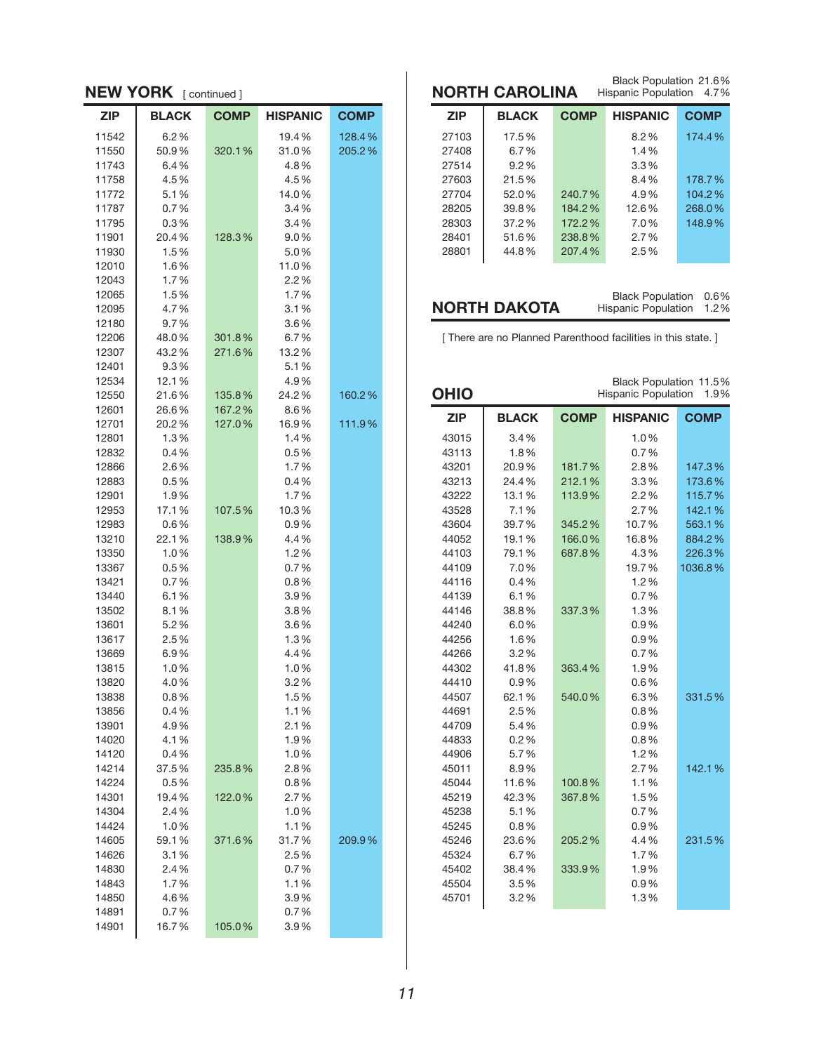## NEW YORK [ continued ]

| ZIP | BLACK | COMP | HISPANIC | COMP |
|---|---|---|---|---|
| 11542 | 6.2 % | | 19.4 % | 128.4 % |
| 11550 | 50.9 % | 320.1 % | 31.0 % | 205.2 % |
| 11743 | 6.4 % | | 4.8 % | |
| 11758 | 4.5 % | | 4.5 % | |
| 11772 | 5.1 % | | 14.0 % | |
| 11787 | 0.7 % | | 3.4 % | |
| 11795 | 0.3 % | | 3.4 % | |
| 11901 | 20.4 % | 128.3 % | 9.0 % | |
| 11930 | 1.5 % | | 5.0 % | |
| 12010 | 1.6 % | | 11.0 % | |
| 12043 | 1.7 % | | 2.2 % | |
| 12065 | 1.5 % | | 1.7 % | |
| 12095 | 4.7 % | | 3.1 % | |
| 12180 | 9.7 % | | 3.6 % | |
| 12206 | 48.0 % | 301.8 % | 6.7 % | |
| 12307 | 43.2 % | 271.6 % | 13.2 % | |
| 12401 | 9.3 % | | 5.1 % | |
| 12534 | 12.1 % | | 4.9 % | |
| 12550 | 21.6 % | 135.8 % | 24.2 % | 160.2 % |
| 12601 | 26.6 % | 167.2 % | 8.6 % | |
| 12701 | 20.2 % | 127.0 % | 16.9 % | 111.9 % |
| 12801 | 1.3 % | | 1.4 % | |
| 12832 | 0.4 % | | 0.5 % | |
| 12866 | 2.6 % | | 1.7 % | |
| 12883 | 0.5 % | | 0.4 % | |
| 12901 | 1.9 % | | 1.7 % | |
| 12953 | 17.1 % | 107.5 % | 10.3 % | |
| 12983 | 0.6 % | | 0.9 % | |
| 13210 | 22.1 % | 138.9 % | 4.4 % | |
| 13350 | 1.0 % | | 1.2 % | |
| 13367 | 0.5 % | | 0.7 % | |
| 13421 | 0.7 % | | 0.8 % | |
| 13440 | 6.1 % | | 3.9 % | |
| 13502 | 8.1 % | | 3.8 % | |
| 13601 | 5.2 % | | 3.6 % | |
| 13617 | 2.5 % | | 1.3 % | |
| 13669 | 6.9 % | | 4.4 % | |
| 13815 | 1.0 % | | 1.0 % | |
| 13820 | 4.0 % | | 3.2 % | |
| 13838 | 0.8 % | | 1.5 % | |
| 13856 | 0.4 % | | 1.1 % | |
| 13901 | 4.9 % | | 2.1 % | |
| 14020 | 4.1 % | | 1.9 % | |
| 14120 | 0.4 % | | 1.0 % | |
| 14214 | 37.5 % | 235.8 % | 2.8 % | |
| 14224 | 0.5 % | | 0.8 % | |
| 14301 | 19.4 % | 122.0 % | 2.7 % | |
| 14304 | 2.4 % | | 1.0 % | |
| 14424 | 1.0 % | | 1.1 % | |
| 14605 | 59.1 % | 371.6 % | 31.7 % | 209.9 % |
| 14626 | 3.1 % | | 2.5 % | |
| 14830 | 2.4 % | | 0.7 % | |
| 14843 | 1.7 % | | 1.1 % | |
| 14850 | 4.6 % | | 3.9 % | |
| 14891 | 0.7 % | | 0.7 % | |
| 14901 | 16.7 % | 105.0 % | 3.9 % | |

## NORTH CAROLINA

Black Population 21.6%
Hispanic Population 4.7%

| ZIP | BLACK | COMP | HISPANIC | COMP |
|---|---|---|---|---|
| 27103 | 17.5 % | | 8.2 % | 174.4 % |
| 27408 | 6.7 % | | 1.4 % | |
| 27514 | 9.2 % | | 3.3 % | |
| 27603 | 21.5 % | | 8.4 % | 178.7 % |
| 27704 | 52.0 % | 240.7 % | 4.9 % | 104.2 % |
| 28205 | 39.8 % | 184.2 % | 12.6 % | 268.0 % |
| 28303 | 37.2 % | 172.2 % | 7.0 % | 148.9 % |
| 28401 | 51.6 % | 238.8 % | 2.7 % | |
| 28801 | 44.8 % | 207.4 % | 2.5 % | |

## NORTH DAKOTA

Black Population 0.6%
Hispanic Population 1.2%

[ There are no Planned Parenthood facilities in this state. ]

## OHIO

Black Population 11.5%
Hispanic Population 1.9%

| ZIP | BLACK | COMP | HISPANIC | COMP |
|---|---|---|---|---|
| 43015 | 3.4 % | | 1.0 % | |
| 43113 | 1.8 % | | 0.7 % | |
| 43201 | 20.9 % | 181.7 % | 2.8 % | 147.3 % |
| 43213 | 24.4 % | 212.1 % | 3.3 % | 173.6 % |
| 43222 | 13.1 % | 113.9 % | 2.2 % | 115.7 % |
| 43528 | 7.1 % | | 2.7 % | 142.1 % |
| 43604 | 39.7 % | 345.2 % | 10.7 % | 563.1 % |
| 44052 | 19.1 % | 166.0 % | 16.8 % | 884.2 % |
| 44103 | 79.1 % | 687.8 % | 4.3 % | 226.3 % |
| 44109 | 7.0 % | | 19.7 % | 1036.8 % |
| 44116 | 0.4 % | | 1.2 % | |
| 44139 | 6.1 % | | 0.7 % | |
| 44146 | 38.8 % | 337.3 % | 1.3 % | |
| 44240 | 6.0 % | | 0.9 % | |
| 44256 | 1.6 % | | 0.9 % | |
| 44266 | 3.2 % | | 0.7 % | |
| 44302 | 41.8 % | 363.4 % | 1.9 % | |
| 44410 | 0.9 % | | 0.6 % | |
| 44507 | 62.1 % | 540.0 % | 6.3 % | 331.5 % |
| 44691 | 2.5 % | | 0.8 % | |
| 44709 | 5.4 % | | 0.9 % | |
| 44833 | 0.2 % | | 0.8 % | |
| 44906 | 5.7 % | | 1.2 % | |
| 45011 | 8.9 % | | 2.7 % | 142.1 % |
| 45044 | 11.6 % | 100.8 % | 1.1 % | |
| 45219 | 42.3 % | 367.8 % | 1.5 % | |
| 45238 | 5.1 % | | 0.7 % | |
| 45245 | 0.8 % | | 0.9 % | |
| 45246 | 23.6 % | 205.2 % | 4.4 % | 231.5 % |
| 45324 | 6.7 % | | 1.7 % | |
| 45402 | 38.4 % | 333.9 % | 1.9 % | |
| 45504 | 3.5 % | | 0.9 % | |
| 45701 | 3.2 % | | 1.3 % | |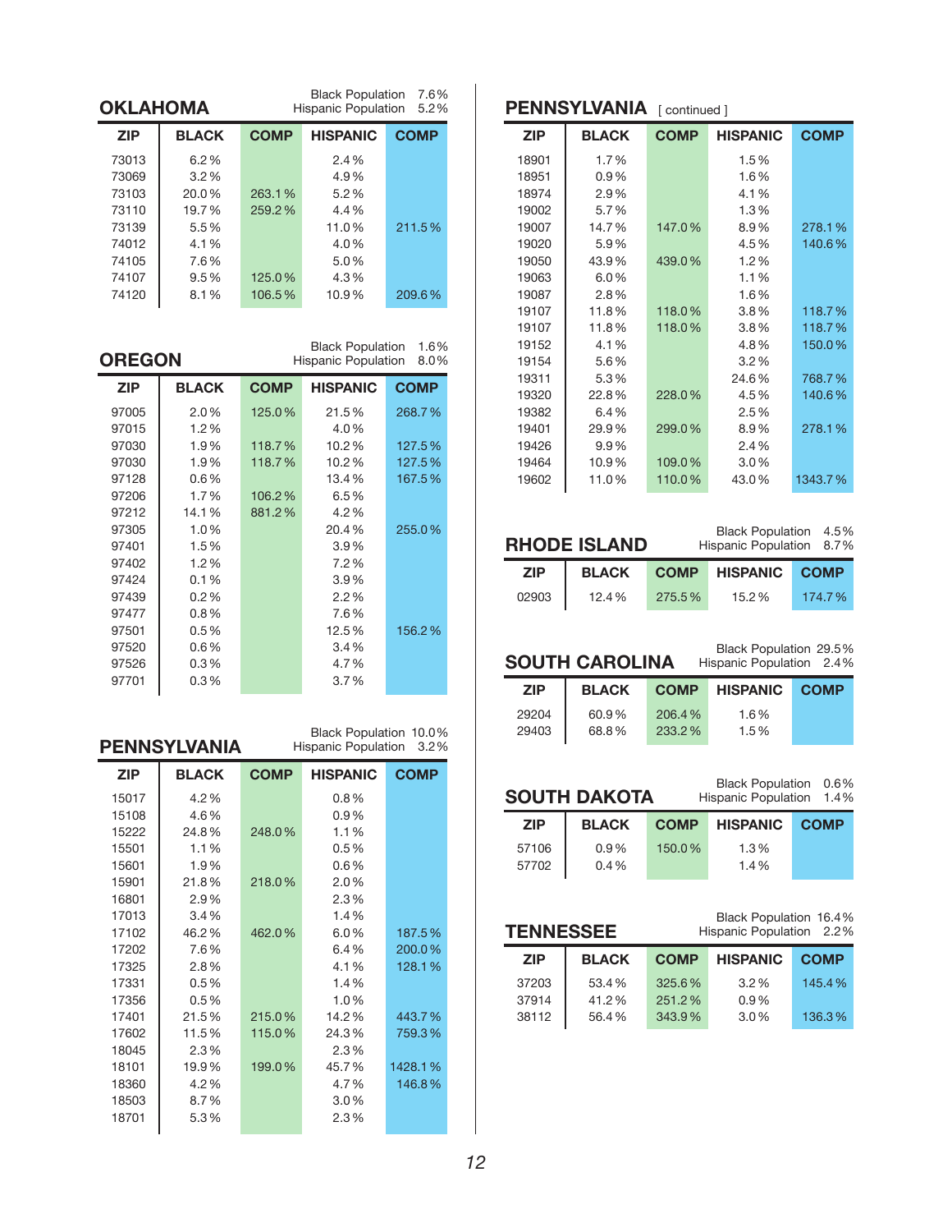## OKLAHOMA

Black Population 7.6%
Hispanic Population 5.2%

| ZIP | BLACK | COMP | HISPANIC | COMP |
|---|---|---|---|---|
| 73013 | 6.2% | | 2.4% | |
| 73069 | 3.2% | | 4.9% | |
| 73103 | 20.0% | 263.1% | 5.2% | |
| 73110 | 19.7% | 259.2% | 4.4% | |
| 73139 | 5.5% | | 11.0% | 211.5% |
| 74012 | 4.1% | | 4.0% | |
| 74105 | 7.6% | | 5.0% | |
| 74107 | 9.5% | 125.0% | 4.3% | |
| 74120 | 8.1% | 106.5% | 10.9% | 209.6% |

## OREGON

Black Population 1.6%
Hispanic Population 8.0%

| ZIP | BLACK | COMP | HISPANIC | COMP |
|---|---|---|---|---|
| 97005 | 2.0% | 125.0% | 21.5% | 268.7% |
| 97015 | 1.2% | | 4.0% | |
| 97030 | 1.9% | 118.7% | 10.2% | 127.5% |
| 97030 | 1.9% | 118.7% | 10.2% | 127.5% |
| 97128 | 0.6% | | 13.4% | 167.5% |
| 97206 | 1.7% | 106.2% | 6.5% | |
| 97212 | 14.1% | 881.2% | 4.2% | |
| 97305 | 1.0% | | 20.4% | 255.0% |
| 97401 | 1.5% | | 3.9% | |
| 97402 | 1.2% | | 7.2% | |
| 97424 | 0.1% | | 3.9% | |
| 97439 | 0.2% | | 2.2% | |
| 97477 | 0.8% | | 7.6% | |
| 97501 | 0.5% | | 12.5% | 156.2% |
| 97520 | 0.6% | | 3.4% | |
| 97526 | 0.3% | | 4.7% | |
| 97701 | 0.3% | | 3.7% | |

## PENNSYLVANIA

Black Population 10.0%
Hispanic Population 3.2%

| ZIP | BLACK | COMP | HISPANIC | COMP |
|---|---|---|---|---|
| 15017 | 4.2% | | 0.8% | |
| 15108 | 4.6% | | 0.9% | |
| 15222 | 24.8% | 248.0% | 1.1% | |
| 15501 | 1.1% | | 0.5% | |
| 15601 | 1.9% | | 0.6% | |
| 15901 | 21.8% | 218.0% | 2.0% | |
| 16801 | 2.9% | | 2.3% | |
| 17013 | 3.4% | | 1.4% | |
| 17102 | 46.2% | 462.0% | 6.0% | 187.5% |
| 17202 | 7.6% | | 6.4% | 200.0% |
| 17325 | 2.8% | | 4.1% | 128.1% |
| 17331 | 0.5% | | 1.4% | |
| 17356 | 0.5% | | 1.0% | |
| 17401 | 21.5% | 215.0% | 14.2% | 443.7% |
| 17602 | 11.5% | 115.0% | 24.3% | 759.3% |
| 18045 | 2.3% | | 2.3% | |
| 18101 | 19.9% | 199.0% | 45.7% | 1428.1% |
| 18360 | 4.2% | | 4.7% | 146.8% |
| 18503 | 8.7% | | 3.0% | |
| 18701 | 5.3% | | 2.3% | |

## PENNSYLVANIA [ continued ]

| ZIP | BLACK | COMP | HISPANIC | COMP |
|---|---|---|---|---|
| 18901 | 1.7% | | 1.5% | |
| 18951 | 0.9% | | 1.6% | |
| 18974 | 2.9% | | 4.1% | |
| 19002 | 5.7% | | 1.3% | |
| 19007 | 14.7% | 147.0% | 8.9% | 278.1% |
| 19020 | 5.9% | | 4.5% | 140.6% |
| 19050 | 43.9% | 439.0% | 1.2% | |
| 19063 | 6.0% | | 1.1% | |
| 19087 | 2.8% | | 1.6% | |
| 19107 | 11.8% | 118.0% | 3.8% | 118.7% |
| 19107 | 11.8% | 118.0% | 3.8% | 118.7% |
| 19152 | 4.1% | | 4.8% | 150.0% |
| 19154 | 5.6% | | 3.2% | |
| 19311 | 5.3% | | 24.6% | 768.7% |
| 19320 | 22.8% | 228.0% | 4.5% | 140.6% |
| 19382 | 6.4% | | 2.5% | |
| 19401 | 29.9% | 299.0% | 8.9% | 278.1% |
| 19426 | 9.9% | | 2.4% | |
| 19464 | 10.9% | 109.0% | 3.0% | |
| 19602 | 11.0% | 110.0% | 43.0% | 1343.7% |

## RHODE ISLAND

Black Population 4.5%
Hispanic Population 8.7%

| ZIP | BLACK | COMP | HISPANIC | COMP |
|---|---|---|---|---|
| 02903 | 12.4% | 275.5% | 15.2% | 174.7% |

## SOUTH CAROLINA

Black Population 29.5%
Hispanic Population 2.4%

| ZIP | BLACK | COMP | HISPANIC | COMP |
|---|---|---|---|---|
| 29204 | 60.9% | 206.4% | 1.6% | |
| 29403 | 68.8% | 233.2% | 1.5% | |

## SOUTH DAKOTA

Black Population 0.6%
Hispanic Population 1.4%

| ZIP | BLACK | COMP | HISPANIC | COMP |
|---|---|---|---|---|
| 57106 | 0.9% | 150.0% | 1.3% | |
| 57702 | 0.4% | | 1.4% | |

## TENNESSEE

Black Population 16.4%
Hispanic Population 2.2%

| ZIP | BLACK | COMP | HISPANIC | COMP |
|---|---|---|---|---|
| 37203 | 53.4% | 325.6% | 3.2% | 145.4% |
| 37914 | 41.2% | 251.2% | 0.9% | |
| 38112 | 56.4% | 343.9% | 3.0% | 136.3% |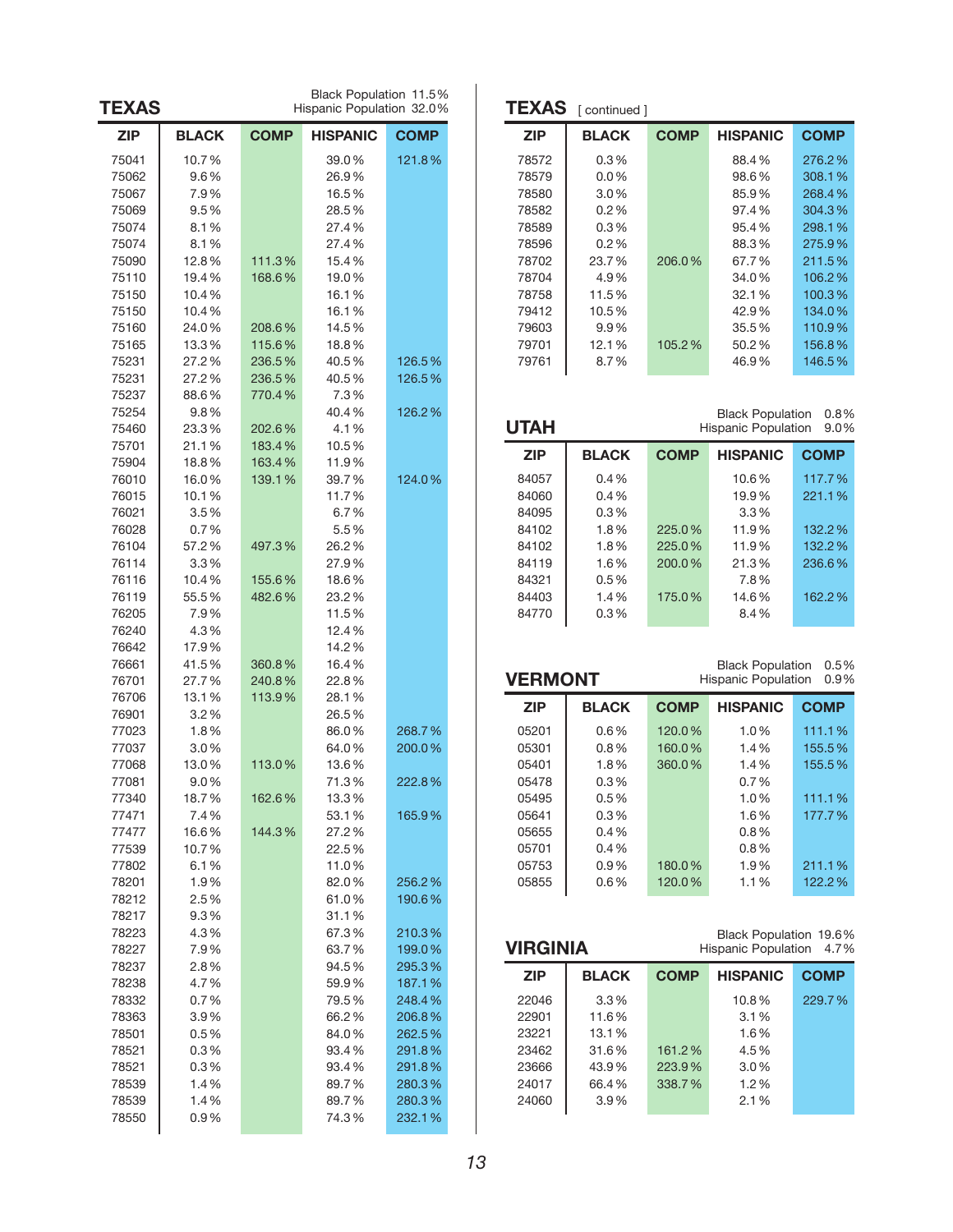## TEXAS

Black Population 11.5%
Hispanic Population 32.0%

| ZIP | BLACK | COMP | HISPANIC | COMP |
|---|---|---|---|---|
| 75041 | 10.7% | | 39.0% | 121.8% |
| 75062 | 9.6% | | 26.9% | |
| 75067 | 7.9% | | 16.5% | |
| 75069 | 9.5% | | 28.5% | |
| 75074 | 8.1% | | 27.4% | |
| 75074 | 8.1% | | 27.4% | |
| 75090 | 12.8% | 111.3% | 15.4% | |
| 75110 | 19.4% | 168.6% | 19.0% | |
| 75150 | 10.4% | | 16.1% | |
| 75150 | 10.4% | | 16.1% | |
| 75160 | 24.0% | 208.6% | 14.5% | |
| 75165 | 13.3% | 115.6% | 18.8% | |
| 75231 | 27.2% | 236.5% | 40.5% | 126.5% |
| 75231 | 27.2% | 236.5% | 40.5% | 126.5% |
| 75237 | 88.6% | 770.4% | 7.3% | |
| 75254 | 9.8% | | 40.4% | 126.2% |
| 75460 | 23.3% | 202.6% | 4.1% | |
| 75701 | 21.1% | 183.4% | 10.5% | |
| 75904 | 18.8% | 163.4% | 11.9% | |
| 76010 | 16.0% | 139.1% | 39.7% | 124.0% |
| 76015 | 10.1% | | 11.7% | |
| 76021 | 3.5% | | 6.7% | |
| 76028 | 0.7% | | 5.5% | |
| 76104 | 57.2% | 497.3% | 26.2% | |
| 76114 | 3.3% | | 27.9% | |
| 76116 | 10.4% | 155.6% | 18.6% | |
| 76119 | 55.5% | 482.6% | 23.2% | |
| 76205 | 7.9% | | 11.5% | |
| 76240 | 4.3% | | 12.4% | |
| 76642 | 17.9% | | 14.2% | |
| 76661 | 41.5% | 360.8% | 16.4% | |
| 76701 | 27.7% | 240.8% | 22.8% | |
| 76706 | 13.1% | 113.9% | 28.1% | |
| 76901 | 3.2% | | 26.5% | |
| 77023 | 1.8% | | 86.0% | 268.7% |
| 77037 | 3.0% | | 64.0% | 200.0% |
| 77068 | 13.0% | 113.0% | 13.6% | |
| 77081 | 9.0% | | 71.3% | 222.8% |
| 77340 | 18.7% | 162.6% | 13.3% | |
| 77471 | 7.4% | | 53.1% | 165.9% |
| 77477 | 16.6% | 144.3% | 27.2% | |
| 77539 | 10.7% | | 22.5% | |
| 77802 | 6.1% | | 11.0% | |
| 78201 | 1.9% | | 82.0% | 256.2% |
| 78212 | 2.5% | | 61.0% | 190.6% |
| 78217 | 9.3% | | 31.1% | |
| 78223 | 4.3% | | 67.3% | 210.3% |
| 78227 | 7.9% | | 63.7% | 199.0% |
| 78237 | 2.8% | | 94.5% | 295.3% |
| 78238 | 4.7% | | 59.9% | 187.1% |
| 78332 | 0.7% | | 79.5% | 248.4% |
| 78363 | 3.9% | | 66.2% | 206.8% |
| 78501 | 0.5% | | 84.0% | 262.5% |
| 78521 | 0.3% | | 93.4% | 291.8% |
| 78521 | 0.3% | | 93.4% | 291.8% |
| 78539 | 1.4% | | 89.7% | 280.3% |
| 78539 | 1.4% | | 89.7% | 280.3% |
| 78550 | 0.9% | | 74.3% | 232.1% |

## TEXAS [ continued ]

| ZIP | BLACK | COMP | HISPANIC | COMP |
|---|---|---|---|---|
| 78572 | 0.3% | | 88.4% | 276.2% |
| 78579 | 0.0% | | 98.6% | 308.1% |
| 78580 | 3.0% | | 85.9% | 268.4% |
| 78582 | 0.2% | | 97.4% | 304.3% |
| 78589 | 0.3% | | 95.4% | 298.1% |
| 78596 | 0.2% | | 88.3% | 275.9% |
| 78702 | 23.7% | 206.0% | 67.7% | 211.5% |
| 78704 | 4.9% | | 34.0% | 106.2% |
| 78758 | 11.5% | | 32.1% | 100.3% |
| 79412 | 10.5% | | 42.9% | 134.0% |
| 79603 | 9.9% | | 35.5% | 110.9% |
| 79701 | 12.1% | 105.2% | 50.2% | 156.8% |
| 79761 | 8.7% | | 46.9% | 146.5% |

## UTAH

Black Population 0.8%
Hispanic Population 9.0%

| ZIP | BLACK | COMP | HISPANIC | COMP |
|---|---|---|---|---|
| 84057 | 0.4% | | 10.6% | 117.7% |
| 84060 | 0.4% | | 19.9% | 221.1% |
| 84095 | 0.3% | | 3.3% | |
| 84102 | 1.8% | 225.0% | 11.9% | 132.2% |
| 84102 | 1.8% | 225.0% | 11.9% | 132.2% |
| 84119 | 1.6% | 200.0% | 21.3% | 236.6% |
| 84321 | 0.5% | | 7.8% | |
| 84403 | 1.4% | 175.0% | 14.6% | 162.2% |
| 84770 | 0.3% | | 8.4% | |

## VERMONT

Black Population 0.5%
Hispanic Population 0.9%

| ZIP | BLACK | COMP | HISPANIC | COMP |
|---|---|---|---|---|
| 05201 | 0.6% | 120.0% | 1.0% | 111.1% |
| 05301 | 0.8% | 160.0% | 1.4% | 155.5% |
| 05401 | 1.8% | 360.0% | 1.4% | 155.5% |
| 05478 | 0.3% | | 0.7% | |
| 05495 | 0.5% | | 1.0% | 111.1% |
| 05641 | 0.3% | | 1.6% | 177.7% |
| 05655 | 0.4% | | 0.8% | |
| 05701 | 0.4% | | 0.8% | |
| 05753 | 0.9% | 180.0% | 1.9% | 211.1% |
| 05855 | 0.6% | 120.0% | 1.1% | 122.2% |

## VIRGINIA

Black Population 19.6%
Hispanic Population 4.7%

| ZIP | BLACK | COMP | HISPANIC | COMP |
|---|---|---|---|---|
| 22046 | 3.3% | | 10.8% | 229.7% |
| 22901 | 11.6% | | 3.1% | |
| 23221 | 13.1% | | 1.6% | |
| 23462 | 31.6% | 161.2% | 4.5% | |
| 23666 | 43.9% | 223.9% | 3.0% | |
| 24017 | 66.4% | 338.7% | 1.2% | |
| 24060 | 3.9% | | 2.1% | |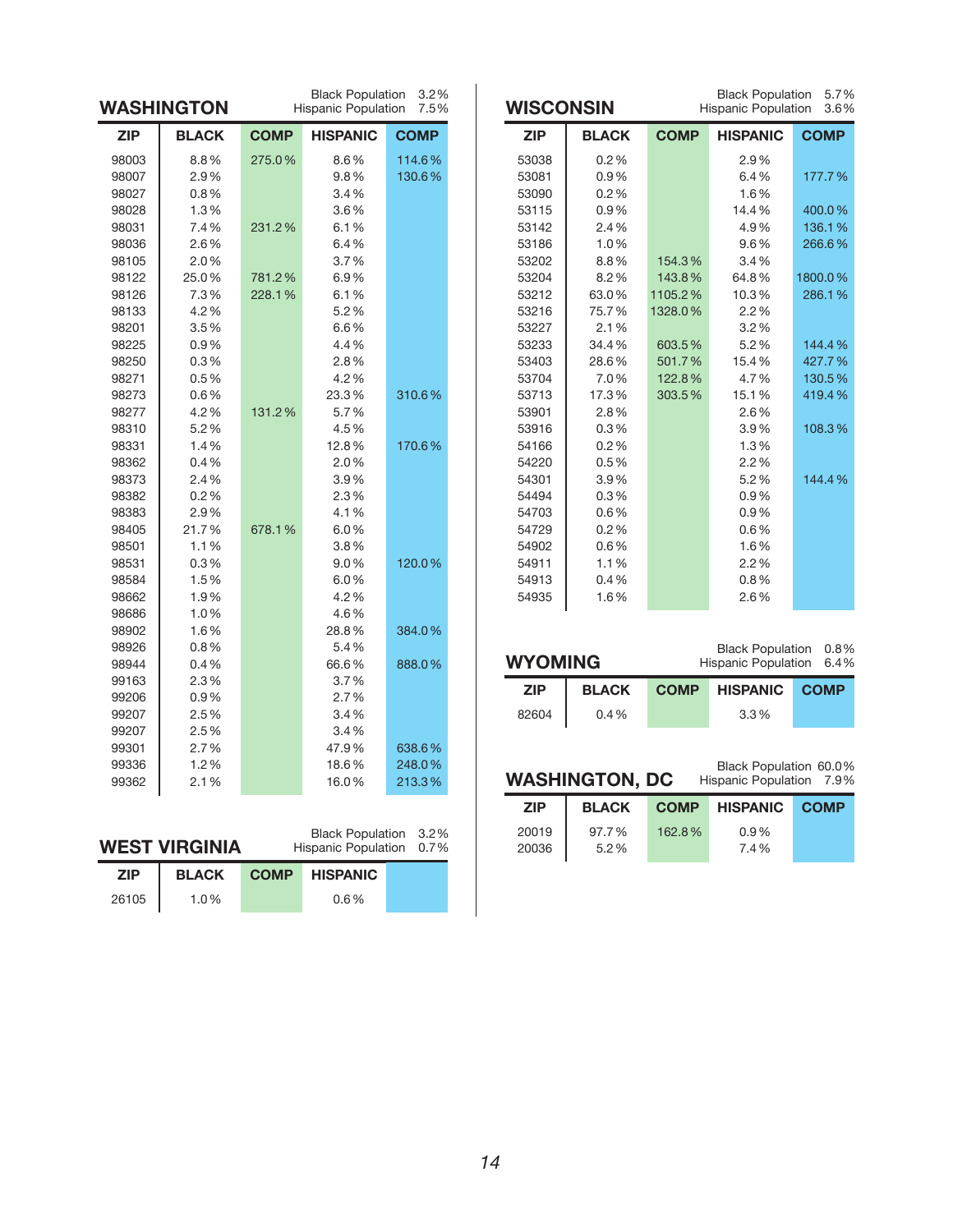## WASHINGTON

Black Population 3.2%
Hispanic Population 7.5%

| ZIP | BLACK | COMP | HISPANIC | COMP |
|---|---|---|---|---|
| 98003 | 8.8% | 275.0% | 8.6% | 114.6% |
| 98007 | 2.9% | | 9.8% | 130.6% |
| 98027 | 0.8% | | 3.4% | |
| 98028 | 1.3% | | 3.6% | |
| 98031 | 7.4% | 231.2% | 6.1% | |
| 98036 | 2.6% | | 6.4% | |
| 98105 | 2.0% | | 3.7% | |
| 98122 | 25.0% | 781.2% | 6.9% | |
| 98126 | 7.3% | 228.1% | 6.1% | |
| 98133 | 4.2% | | 5.2% | |
| 98201 | 3.5% | | 6.6% | |
| 98225 | 0.9% | | 4.4% | |
| 98250 | 0.3% | | 2.8% | |
| 98271 | 0.5% | | 4.2% | |
| 98273 | 0.6% | | 23.3% | 310.6% |
| 98277 | 4.2% | 131.2% | 5.7% | |
| 98310 | 5.2% | | 4.5% | |
| 98331 | 1.4% | | 12.8% | 170.6% |
| 98362 | 0.4% | | 2.0% | |
| 98373 | 2.4% | | 3.9% | |
| 98382 | 0.2% | | 2.3% | |
| 98383 | 2.9% | | 4.1% | |
| 98405 | 21.7% | 678.1% | 6.0% | |
| 98501 | 1.1% | | 3.8% | |
| 98531 | 0.3% | | 9.0% | 120.0% |
| 98584 | 1.5% | | 6.0% | |
| 98662 | 1.9% | | 4.2% | |
| 98686 | 1.0% | | 4.6% | |
| 98902 | 1.6% | | 28.8% | 384.0% |
| 98926 | 0.8% | | 5.4% | |
| 98944 | 0.4% | | 66.6% | 888.0% |
| 99163 | 2.3% | | 3.7% | |
| 99206 | 0.9% | | 2.7% | |
| 99207 | 2.5% | | 3.4% | |
| 99207 | 2.5% | | 3.4% | |
| 99301 | 2.7% | | 47.9% | 638.6% |
| 99336 | 1.2% | | 18.6% | 248.0% |
| 99362 | 2.1% | | 16.0% | 213.3% |

## WEST VIRGINIA

Black Population 3.2%
Hispanic Population 0.7%

| ZIP | BLACK | COMP | HISPANIC | |
|---|---|---|---|---|
| 26105 | 1.0% | | 0.6% | |

## WISCONSIN

Black Population 5.7%
Hispanic Population 3.6%

| ZIP | BLACK | COMP | HISPANIC | COMP |
|---|---|---|---|---|
| 53038 | 0.2% | | 2.9% | |
| 53081 | 0.9% | | 6.4% | 177.7% |
| 53090 | 0.2% | | 1.6% | |
| 53115 | 0.9% | | 14.4% | 400.0% |
| 53142 | 2.4% | | 4.9% | 136.1% |
| 53186 | 1.0% | | 9.6% | 266.6% |
| 53202 | 8.8% | 154.3% | 3.4% | |
| 53204 | 8.2% | 143.8% | 64.8% | 1800.0% |
| 53212 | 63.0% | 1105.2% | 10.3% | 286.1% |
| 53216 | 75.7% | 1328.0% | 2.2% | |
| 53227 | 2.1% | | 3.2% | |
| 53233 | 34.4% | 603.5% | 5.2% | 144.4% |
| 53403 | 28.6% | 501.7% | 15.4% | 427.7% |
| 53704 | 7.0% | 122.8% | 4.7% | 130.5% |
| 53713 | 17.3% | 303.5% | 15.1% | 419.4% |
| 53901 | 2.8% | | 2.6% | |
| 53916 | 0.3% | | 3.9% | 108.3% |
| 54166 | 0.2% | | 1.3% | |
| 54220 | 0.5% | | 2.2% | |
| 54301 | 3.9% | | 5.2% | 144.4% |
| 54494 | 0.3% | | 0.9% | |
| 54703 | 0.6% | | 0.9% | |
| 54729 | 0.2% | | 0.6% | |
| 54902 | 0.6% | | 1.6% | |
| 54911 | 1.1% | | 2.2% | |
| 54913 | 0.4% | | 0.8% | |
| 54935 | 1.6% | | 2.6% | |

## WYOMING

Black Population 0.8%
Hispanic Population 6.4%

| ZIP | BLACK | COMP | HISPANIC | COMP |
|---|---|---|---|---|
| 82604 | 0.4% | | 3.3% | |

## WASHINGTON, DC

Black Population 60.0%
Hispanic Population 7.9%

| ZIP | BLACK | COMP | HISPANIC | COMP |
|---|---|---|---|---|
| 20019 | 97.7% | 162.8% | 0.9% | |
| 20036 | 5.2% | | 7.4% | |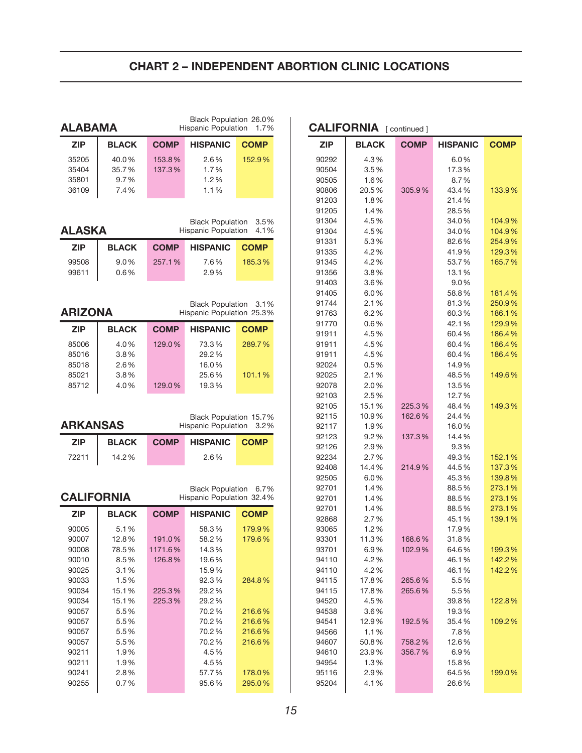## CHART 2 – INDEPENDENT ABORTION CLINIC LOCATIONS

### ALABAMA

Black Population 26.0%
Hispanic Population 1.7%

| ZIP | BLACK | COMP | HISPANIC | COMP |
|---|---|---|---|---|
| 35205 | 40.0% | 153.8% | 2.6% | 152.9% |
| 35404 | 35.7% | 137.3% | 1.7% | |
| 35801 | 9.7% | | 1.2% | |
| 36109 | 7.4% | | 1.1% | |

### ALASKA

Black Population 3.5%
Hispanic Population 4.1%

| ZIP | BLACK | COMP | HISPANIC | COMP |
|---|---|---|---|---|
| 99508 | 9.0% | 257.1% | 7.6% | 185.3% |
| 99611 | 0.6% | | 2.9% | |

### ARIZONA

Black Population 3.1%
Hispanic Population 25.3%

| ZIP | BLACK | COMP | HISPANIC | COMP |
|---|---|---|---|---|
| 85006 | 4.0% | 129.0% | 73.3% | 289.7% |
| 85016 | 3.8% | | 29.2% | |
| 85018 | 2.6% | | 16.0% | |
| 85021 | 3.8% | | 25.6% | 101.1% |
| 85712 | 4.0% | 129.0% | 19.3% | |

### ARKANSAS

Black Population 15.7%
Hispanic Population 3.2%

| ZIP | BLACK | COMP | HISPANIC | COMP |
|---|---|---|---|---|
| 72211 | 14.2% | | 2.6% | |

### CALIFORNIA

Black Population 6.7%
Hispanic Population 32.4%

| ZIP | BLACK | COMP | HISPANIC | COMP |
|---|---|---|---|---|
| 90005 | 5.1% | | 58.3% | 179.9% |
| 90007 | 12.8% | 191.0% | 58.2% | 179.6% |
| 90008 | 78.5% | 1171.6% | 14.3% | |
| 90010 | 8.5% | 126.8% | 19.6% | |
| 90025 | 3.1% | | 15.9% | |
| 90033 | 1.5% | | 92.3% | 284.8% |
| 90034 | 15.1% | 225.3% | 29.2% | |
| 90034 | 15.1% | 225.3% | 29.2% | |
| 90057 | 5.5% | | 70.2% | 216.6% |
| 90057 | 5.5% | | 70.2% | 216.6% |
| 90057 | 5.5% | | 70.2% | 216.6% |
| 90057 | 5.5% | | 70.2% | 216.6% |
| 90211 | 1.9% | | 4.5% | |
| 90211 | 1.9% | | 4.5% | |
| 90241 | 2.8% | | 57.7% | 178.0% |
| 90255 | 0.7% | | 95.6% | 295.0% |

### CALIFORNIA [ continued ]

| ZIP | BLACK | COMP | HISPANIC | COMP |
|---|---|---|---|---|
| 90292 | 4.3% | | 6.0% | |
| 90504 | 3.5% | | 17.3% | |
| 90505 | 1.6% | | 8.7% | |
| 90806 | 20.5% | 305.9% | 43.4% | 133.9% |
| 91203 | 1.8% | | 21.4% | |
| 91205 | 1.4% | | 28.5% | |
| 91304 | 4.5% | | 34.0% | 104.9% |
| 91304 | 4.5% | | 34.0% | 104.9% |
| 91331 | 5.3% | | 82.6% | 254.9% |
| 91335 | 4.2% | | 41.9% | 129.3% |
| 91345 | 4.2% | | 53.7% | 165.7% |
| 91356 | 3.8% | | 13.1% | |
| 91403 | 3.6% | | 9.0% | |
| 91405 | 6.0% | | 58.8% | 181.4% |
| 91744 | 2.1% | | 81.3% | 250.9% |
| 91763 | 6.2% | | 60.3% | 186.1% |
| 91770 | 0.6% | | 42.1% | 129.9% |
| 91911 | 4.5% | | 60.4% | 186.4% |
| 91911 | 4.5% | | 60.4% | 186.4% |
| 91911 | 4.5% | | 60.4% | 186.4% |
| 92024 | 0.5% | | 14.9% | |
| 92025 | 2.1% | | 48.5% | 149.6% |
| 92078 | 2.0% | | 13.5% | |
| 92103 | 2.5% | | 12.7% | |
| 92105 | 15.1% | 225.3% | 48.4% | 149.3% |
| 92115 | 10.9% | 162.6% | 24.4% | |
| 92117 | 1.9% | | 16.0% | |
| 92123 | 9.2% | 137.3% | 14.4% | |
| 92126 | 2.9% | | 9.3% | |
| 92234 | 2.7% | | 49.3% | 152.1% |
| 92408 | 14.4% | 214.9% | 44.5% | 137.3% |
| 92505 | 6.0% | | 45.3% | 139.8% |
| 92701 | 1.4% | | 88.5% | 273.1% |
| 92701 | 1.4% | | 88.5% | 273.1% |
| 92701 | 1.4% | | 88.5% | 273.1% |
| 92868 | 2.7% | | 45.1% | 139.1% |
| 93065 | 1.2% | | 17.9% | |
| 93301 | 11.3% | 168.6% | 31.8% | |
| 93701 | 6.9% | 102.9% | 64.6% | 199.3% |
| 94110 | 4.2% | | 46.1% | 142.2% |
| 94110 | 4.2% | | 46.1% | 142.2% |
| 94115 | 17.8% | 265.6% | 5.5% | |
| 94115 | 17.8% | 265.6% | 5.5% | |
| 94520 | 4.5% | | 39.8% | 122.8% |
| 94538 | 3.6% | | 19.3% | |
| 94541 | 12.9% | 192.5% | 35.4% | 109.2% |
| 94566 | 1.1% | | 7.8% | |
| 94607 | 50.8% | 758.2% | 12.6% | |
| 94610 | 23.9% | 356.7% | 6.9% | |
| 94954 | 1.3% | | 15.8% | |
| 95116 | 2.9% | | 64.5% | 199.0% |
| 95204 | 4.1% | | 26.6% | |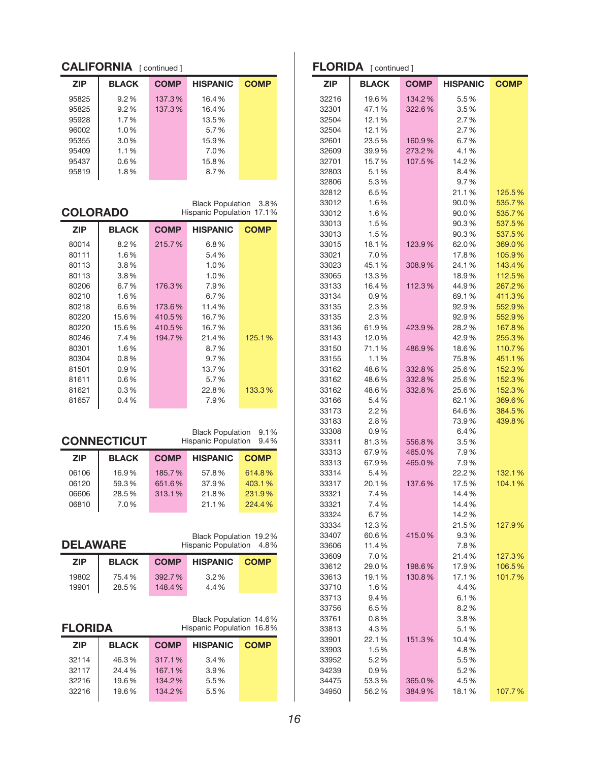## CALIFORNIA [ continued ]

| ZIP | BLACK | COMP | HISPANIC | COMP |
|---|---|---|---|---|
| 95825 | 9.2% | 137.3% | 16.4% | |
| 95825 | 9.2% | 137.3% | 16.4% | |
| 95928 | 1.7% | | 13.5% | |
| 96002 | 1.0% | | 5.7% | |
| 95355 | 3.0% | | 15.9% | |
| 95409 | 1.1% | | 7.0% | |
| 95437 | 0.6% | | 15.8% | |
| 95819 | 1.8% | | 8.7% | |

## COLORADO

Black Population 3.8%
Hispanic Population 17.1%

| ZIP | BLACK | COMP | HISPANIC | COMP |
|---|---|---|---|---|
| 80014 | 8.2% | 215.7% | 6.8% | |
| 80111 | 1.6% | | 5.4% | |
| 80113 | 3.8% | | 1.0% | |
| 80113 | 3.8% | | 1.0% | |
| 80206 | 6.7% | 176.3% | 7.9% | |
| 80210 | 1.6% | | 6.7% | |
| 80218 | 6.6% | 173.6% | 11.4% | |
| 80220 | 15.6% | 410.5% | 16.7% | |
| 80220 | 15.6% | 410.5% | 16.7% | |
| 80246 | 7.4% | 194.7% | 21.4% | 125.1% |
| 80301 | 1.6% | | 8.7% | |
| 80304 | 0.8% | | 9.7% | |
| 81501 | 0.9% | | 13.7% | |
| 81611 | 0.6% | | 5.7% | |
| 81621 | 0.3% | | 22.8% | 133.3% |
| 81657 | 0.4% | | 7.9% | |

## CONNECTICUT

Black Population 9.1%
Hispanic Population 9.4%

| ZIP | BLACK | COMP | HISPANIC | COMP |
|---|---|---|---|---|
| 06106 | 16.9% | 185.7% | 57.8% | 614.8% |
| 06120 | 59.3% | 651.6% | 37.9% | 403.1% |
| 06606 | 28.5% | 313.1% | 21.8% | 231.9% |
| 06810 | 7.0% | | 21.1% | 224.4% |

## DELAWARE

Black Population 19.2%
Hispanic Population 4.8%

| ZIP | BLACK | COMP | HISPANIC | COMP |
|---|---|---|---|---|
| 19802 | 75.4% | 392.7% | 3.2% | |
| 19901 | 28.5% | 148.4% | 4.4% | |

## FLORIDA

Black Population 14.6%
Hispanic Population 16.8%

| ZIP | BLACK | COMP | HISPANIC | COMP |
|---|---|---|---|---|
| 32114 | 46.3% | 317.1% | 3.4% | |
| 32117 | 24.4% | 167.1% | 3.9% | |
| 32216 | 19.6% | 134.2% | 5.5% | |
| 32216 | 19.6% | 134.2% | 5.5% | |
| 32216 | 19.6% | 134.2% | 5.5% | |
| 32301 | 47.1% | 322.6% | 3.5% | |
| 32504 | 12.1% | | 2.7% | |
| 32504 | 12.1% | | 2.7% | |
| 32601 | 23.5% | 160.9% | 6.7% | |
| 32609 | 39.9% | 273.2% | 4.1% | |
| 32701 | 15.7% | 107.5% | 14.2% | |
| 32803 | 5.1% | | 8.4% | |
| 32806 | 5.3% | | 9.7% | |
| 32812 | 6.5% | | 21.1% | 125.5% |
| 33012 | 1.6% | | 90.0% | 535.7% |
| 33012 | 1.6% | | 90.0% | 535.7% |
| 33013 | 1.5% | | 90.3% | 537.5% |
| 33013 | 1.5% | | 90.3% | 537.5% |
| 33015 | 18.1% | 123.9% | 62.0% | 369.0% |
| 33021 | 7.0% | | 17.8% | 105.9% |
| 33023 | 45.1% | 308.9% | 24.1% | 143.4% |
| 33065 | 13.3% | | 18.9% | 112.5% |
| 33133 | 16.4% | 112.3% | 44.9% | 267.2% |
| 33134 | 0.9% | | 69.1% | 411.3% |
| 33135 | 2.3% | | 92.9% | 552.9% |
| 33135 | 2.3% | | 92.9% | 552.9% |
| 33136 | 61.9% | 423.9% | 28.2% | 167.8% |
| 33143 | 12.0% | | 42.9% | 255.3% |
| 33150 | 71.1% | 486.9% | 18.6% | 110.7% |
| 33155 | 1.1% | | 75.8% | 451.1% |
| 33162 | 48.6% | 332.8% | 25.6% | 152.3% |
| 33162 | 48.6% | 332.8% | 25.6% | 152.3% |
| 33162 | 48.6% | 332.8% | 25.6% | 152.3% |
| 33166 | 5.4% | | 62.1% | 369.6% |
| 33173 | 2.2% | | 64.6% | 384.5% |
| 33183 | 2.8% | | 73.9% | 439.8% |
| 33308 | 0.9% | | 6.4% | |
| 33311 | 81.3% | 556.8% | 3.5% | |
| 33313 | 67.9% | 465.0% | 7.9% | |
| 33313 | 67.9% | 465.0% | 7.9% | |
| 33314 | 5.4% | | 22.2% | 132.1% |
| 33317 | 20.1% | 137.6% | 17.5% | 104.1% |
| 33321 | 7.4% | | 14.4% | |
| 33321 | 7.4% | | 14.4% | |
| 33324 | 6.7% | | 14.2% | |
| 33334 | 12.3% | | 21.5% | 127.9% |
| 33407 | 60.6% | 415.0% | 9.3% | |
| 33606 | 11.4% | | 7.8% | |
| 33609 | 7.0% | | 21.4% | 127.3% |
| 33612 | 29.0% | 198.6% | 17.9% | 106.5% |
| 33613 | 19.1% | 130.8% | 17.1% | 101.7% |
| 33710 | 1.6% | | 4.4% | |
| 33713 | 9.4% | | 6.1% | |
| 33756 | 6.5% | | 8.2% | |
| 33761 | 0.8% | | 3.8% | |
| 33813 | 4.3% | | 5.1% | |
| 33901 | 22.1% | 151.3% | 10.4% | |
| 33903 | 1.5% | | 4.8% | |
| 33952 | 5.2% | | 5.5% | |
| 34239 | 0.9% | | 5.2% | |
| 34475 | 53.3% | 365.0% | 4.5% | |
| 34950 | 56.2% | 384.9% | 18.1% | 107.7% |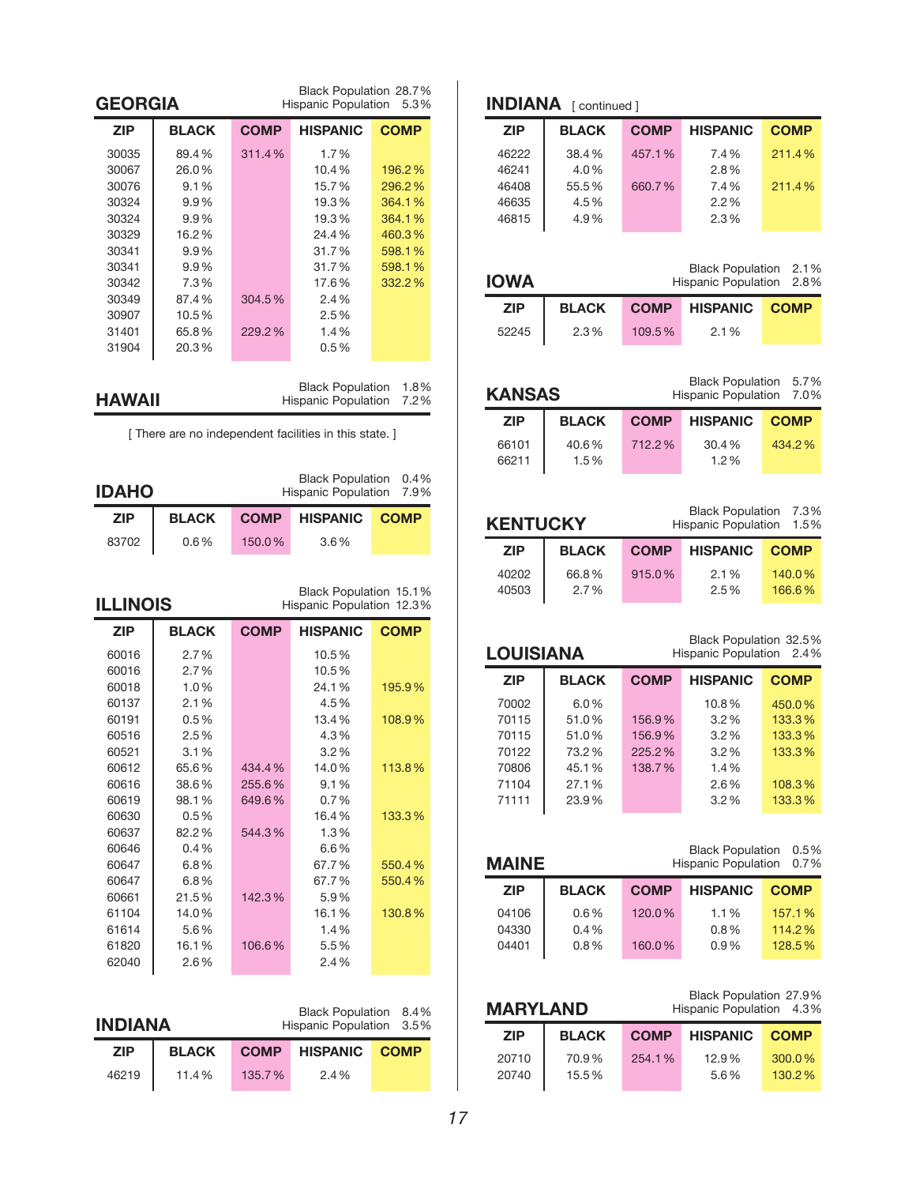## GEORGIA

Black Population 28.7%
Hispanic Population 5.3%

| ZIP | BLACK | COMP | HISPANIC | COMP |
|---|---|---|---|---|
| 30035 | 89.4% | 311.4% | 1.7% | |
| 30067 | 26.0% | | 10.4% | 196.2% |
| 30076 | 9.1% | | 15.7% | 296.2% |
| 30324 | 9.9% | | 19.3% | 364.1% |
| 30324 | 9.9% | | 19.3% | 364.1% |
| 30329 | 16.2% | | 24.4% | 460.3% |
| 30341 | 9.9% | | 31.7% | 598.1% |
| 30341 | 9.9% | | 31.7% | 598.1% |
| 30342 | 7.3% | | 17.6% | 332.2% |
| 30349 | 87.4% | 304.5% | 2.4% | |
| 30907 | 10.5% | | 2.5% | |
| 31401 | 65.8% | 229.2% | 1.4% | |
| 31904 | 20.3% | | 0.5% | |

## HAWAII

Black Population 1.8%
Hispanic Population 7.2%

[ There are no independent facilities in this state. ]

## IDAHO

Black Population 0.4%
Hispanic Population 7.9%

| ZIP | BLACK | COMP | HISPANIC | COMP |
|---|---|---|---|---|
| 83702 | 0.6% | 150.0% | 3.6% | |

## ILLINOIS

Black Population 15.1%
Hispanic Population 12.3%

| ZIP | BLACK | COMP | HISPANIC | COMP |
|---|---|---|---|---|
| 60016 | 2.7% | | 10.5% | |
| 60016 | 2.7% | | 10.5% | |
| 60018 | 1.0% | | 24.1% | 195.9% |
| 60137 | 2.1% | | 4.5% | |
| 60191 | 0.5% | | 13.4% | 108.9% |
| 60516 | 2.5% | | 4.3% | |
| 60521 | 3.1% | | 3.2% | |
| 60612 | 65.6% | 434.4% | 14.0% | 113.8% |
| 60616 | 38.6% | 255.6% | 9.1% | |
| 60619 | 98.1% | 649.6% | 0.7% | |
| 60630 | 0.5% | | 16.4% | 133.3% |
| 60637 | 82.2% | 544.3% | 1.3% | |
| 60646 | 0.4% | | 6.6% | |
| 60647 | 6.8% | | 67.7% | 550.4% |
| 60647 | 6.8% | | 67.7% | 550.4% |
| 60661 | 21.5% | 142.3% | 5.9% | |
| 61104 | 14.0% | | 16.1% | 130.8% |
| 61614 | 5.6% | | 1.4% | |
| 61820 | 16.1% | 106.6% | 5.5% | |
| 62040 | 2.6% | | 2.4% | |

## INDIANA

Black Population 8.4%
Hispanic Population 3.5%

| ZIP | BLACK | COMP | HISPANIC | COMP |
|---|---|---|---|---|
| 46219 | 11.4% | 135.7% | 2.4% | |
| 46222 | 38.4% | 457.1% | 7.4% | 211.4% |
| 46241 | 4.0% | | 2.8% | |
| 46408 | 55.5% | 660.7% | 7.4% | 211.4% |
| 46635 | 4.5% | | 2.2% | |
| 46815 | 4.9% | | 2.3% | |

## IOWA

Black Population 2.1%
Hispanic Population 2.8%

| ZIP | BLACK | COMP | HISPANIC | COMP |
|---|---|---|---|---|
| 52245 | 2.3% | 109.5% | 2.1% | |

## KANSAS

Black Population 5.7%
Hispanic Population 7.0%

| ZIP | BLACK | COMP | HISPANIC | COMP |
|---|---|---|---|---|
| 66101 | 40.6% | 712.2% | 30.4% | 434.2% |
| 66211 | 1.5% | | 1.2% | |

## KENTUCKY

Black Population 7.3%
Hispanic Population 1.5%

| ZIP | BLACK | COMP | HISPANIC | COMP |
|---|---|---|---|---|
| 40202 | 66.8% | 915.0% | 2.1% | 140.0% |
| 40503 | 2.7% | | 2.5% | 166.6% |

## LOUISIANA

Black Population 32.5%
Hispanic Population 2.4%

| ZIP | BLACK | COMP | HISPANIC | COMP |
|---|---|---|---|---|
| 70002 | 6.0% | | 10.8% | 450.0% |
| 70115 | 51.0% | 156.9% | 3.2% | 133.3% |
| 70115 | 51.0% | 156.9% | 3.2% | 133.3% |
| 70122 | 73.2% | 225.2% | 3.2% | 133.3% |
| 70806 | 45.1% | 138.7% | 1.4% | |
| 71104 | 27.1% | | 2.6% | 108.3% |
| 71111 | 23.9% | | 3.2% | 133.3% |

## MAINE

Black Population 0.5%
Hispanic Population 0.7%

| ZIP | BLACK | COMP | HISPANIC | COMP |
|---|---|---|---|---|
| 04106 | 0.6% | 120.0% | 1.1% | 157.1% |
| 04330 | 0.4% | | 0.8% | 114.2% |
| 04401 | 0.8% | 160.0% | 0.9% | 128.5% |

## MARYLAND

Black Population 27.9%
Hispanic Population 4.3%

| ZIP | BLACK | COMP | HISPANIC | COMP |
|---|---|---|---|---|
| 20710 | 70.9% | 254.1% | 12.9% | 300.0% |
| 20740 | 15.5% | | 5.6% | 130.2% |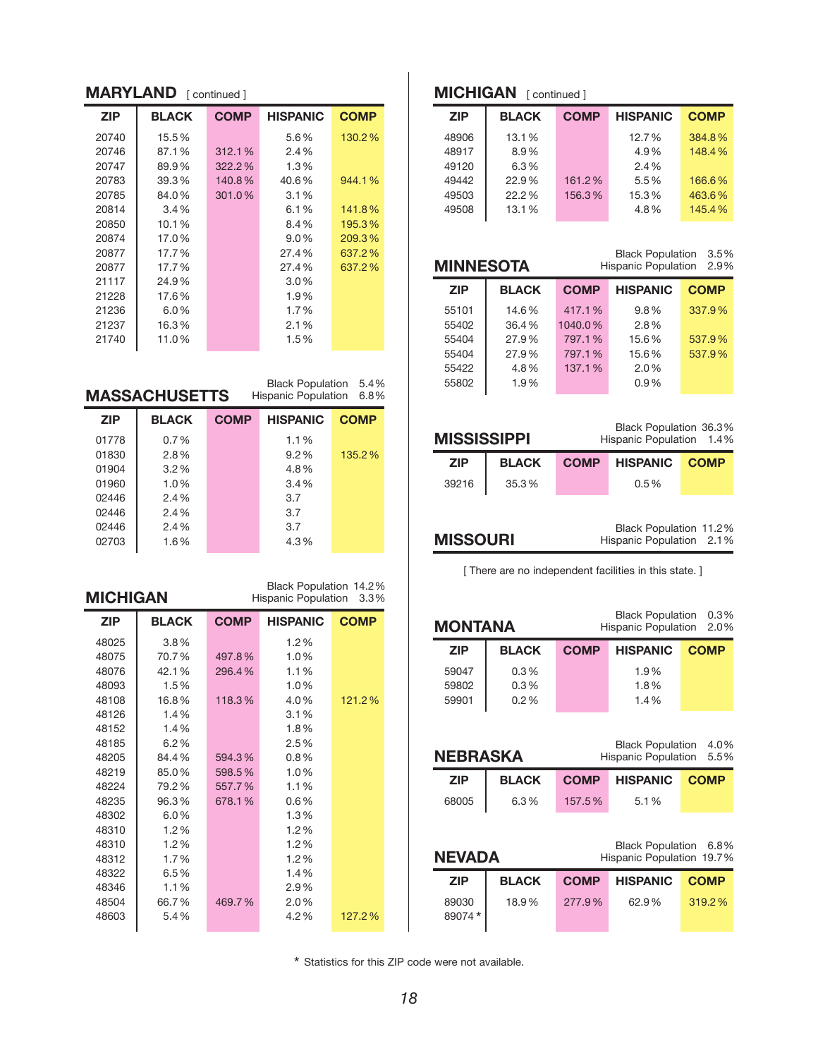## MARYLAND [ continued ]

| ZIP | BLACK | COMP | HISPANIC | COMP |
|---|---|---|---|---|
| 20740 | 15.5% | | 5.6% | 130.2% |
| 20746 | 87.1% | 312.1% | 2.4% | |
| 20747 | 89.9% | 322.2% | 1.3% | |
| 20783 | 39.3% | 140.8% | 40.6% | 944.1% |
| 20785 | 84.0% | 301.0% | 3.1% | |
| 20814 | 3.4% | | 6.1% | 141.8% |
| 20850 | 10.1% | | 8.4% | 195.3% |
| 20874 | 17.0% | | 9.0% | 209.3% |
| 20877 | 17.7% | | 27.4% | 637.2% |
| 20877 | 17.7% | | 27.4% | 637.2% |
| 21117 | 24.9% | | 3.0% | |
| 21228 | 17.6% | | 1.9% | |
| 21236 | 6.0% | | 1.7% | |
| 21237 | 16.3% | | 2.1% | |
| 21740 | 11.0% | | 1.5% | |

## MASSACHUSETTS

Black Population 5.4%
Hispanic Population 6.8%

| ZIP | BLACK | COMP | HISPANIC | COMP |
|---|---|---|---|---|
| 01778 | 0.7% | | 1.1% | |
| 01830 | 2.8% | | 9.2% | 135.2% |
| 01904 | 3.2% | | 4.8% | |
| 01960 | 1.0% | | 3.4% | |
| 02446 | 2.4% | | 3.7 | |
| 02446 | 2.4% | | 3.7 | |
| 02446 | 2.4% | | 3.7 | |
| 02703 | 1.6% | | 4.3% | |

## MICHIGAN

Black Population 14.2%
Hispanic Population 3.3%

| ZIP | BLACK | COMP | HISPANIC | COMP |
|---|---|---|---|---|
| 48025 | 3.8% | | 1.2% | |
| 48075 | 70.7% | 497.8% | 1.0% | |
| 48076 | 42.1% | 296.4% | 1.1% | |
| 48093 | 1.5% | | 1.0% | |
| 48108 | 16.8% | 118.3% | 4.0% | 121.2% |
| 48126 | 1.4% | | 3.1% | |
| 48152 | 1.4% | | 1.8% | |
| 48185 | 6.2% | | 2.5% | |
| 48205 | 84.4% | 594.3% | 0.8% | |
| 48219 | 85.0% | 598.5% | 1.0% | |
| 48224 | 79.2% | 557.7% | 1.1% | |
| 48235 | 96.3% | 678.1% | 0.6% | |
| 48302 | 6.0% | | 1.3% | |
| 48310 | 1.2% | | 1.2% | |
| 48310 | 1.2% | | 1.2% | |
| 48312 | 1.7% | | 1.2% | |
| 48322 | 6.5% | | 1.4% | |
| 48346 | 1.1% | | 2.9% | |
| 48504 | 66.7% | 469.7% | 2.0% | |
| 48603 | 5.4% | | 4.2% | 127.2% |

## MICHIGAN [ continued ]

| ZIP | BLACK | COMP | HISPANIC | COMP |
|---|---|---|---|---|
| 48906 | 13.1% | | 12.7% | 384.8% |
| 48917 | 8.9% | | 4.9% | 148.4% |
| 49120 | 6.3% | | 2.4% | |
| 49442 | 22.9% | 161.2% | 5.5% | 166.6% |
| 49503 | 22.2% | 156.3% | 15.3% | 463.6% |
| 49508 | 13.1% | | 4.8% | 145.4% |

## MINNESOTA

Black Population 3.5%
Hispanic Population 2.9%

| ZIP | BLACK | COMP | HISPANIC | COMP |
|---|---|---|---|---|
| 55101 | 14.6% | 417.1% | 9.8% | 337.9% |
| 55402 | 36.4% | 1040.0% | 2.8% | |
| 55404 | 27.9% | 797.1% | 15.6% | 537.9% |
| 55404 | 27.9% | 797.1% | 15.6% | 537.9% |
| 55422 | 4.8% | 137.1% | 2.0% | |
| 55802 | 1.9% | | 0.9% | |

## MISSISSIPPI

Black Population 36.3%
Hispanic Population 1.4%

| ZIP | BLACK | COMP | HISPANIC | COMP |
|---|---|---|---|---|
| 39216 | 35.3% | | 0.5% | |

## MISSOURI

Black Population 11.2%
Hispanic Population 2.1%

[ There are no independent facilities in this state. ]

## MONTANA

Black Population 0.3%
Hispanic Population 2.0%

| ZIP | BLACK | COMP | HISPANIC | COMP |
|---|---|---|---|---|
| 59047 | 0.3% | | 1.9% | |
| 59802 | 0.3% | | 1.8% | |
| 59901 | 0.2% | | 1.4% | |

## NEBRASKA

Black Population 4.0%
Hispanic Population 5.5%

| ZIP | BLACK | COMP | HISPANIC | COMP |
|---|---|---|---|---|
| 68005 | 6.3% | 157.5% | 5.1% | |

## NEVADA

Black Population 6.8%
Hispanic Population 19.7%

| ZIP | BLACK | COMP | HISPANIC | COMP |
|---|---|---|---|---|
| 89030 | 18.9% | 277.9% | 62.9% | 319.2% |
| 89074 * | | | | |

\* Statistics for this ZIP code were not available.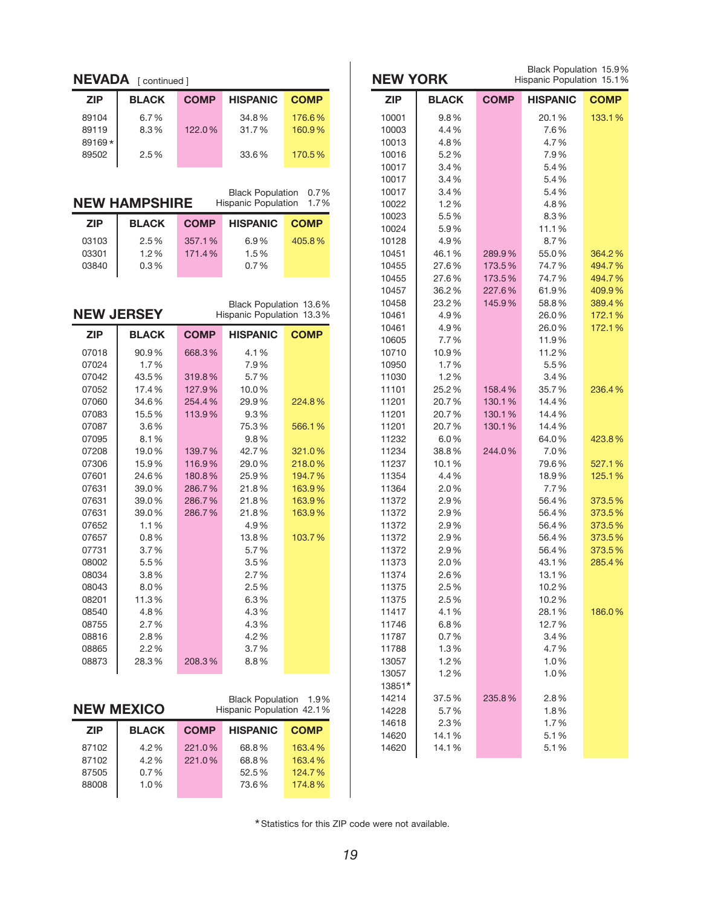## NEVADA [ continued ]

| ZIP | BLACK | COMP | HISPANIC | COMP |
|---|---|---|---|---|
| 89104 | 6.7% | | 34.8% | 176.6% |
| 89119 | 8.3% | 122.0% | 31.7% | 160.9% |
| 89169* | | | | |
| 89502 | 2.5% | | 33.6% | 170.5% |

## NEW HAMPSHIRE

Black Population 0.7%
Hispanic Population 1.7%

| ZIP | BLACK | COMP | HISPANIC | COMP |
|---|---|---|---|---|
| 03103 | 2.5% | 357.1% | 6.9% | 405.8% |
| 03301 | 1.2% | 171.4% | 1.5% | |
| 03840 | 0.3% | | 0.7% | |

## NEW JERSEY

Black Population 13.6%
Hispanic Population 13.3%

| ZIP | BLACK | COMP | HISPANIC | COMP |
|---|---|---|---|---|
| 07018 | 90.9% | 668.3% | 4.1% | |
| 07024 | 1.7% | | 7.9% | |
| 07042 | 43.5% | 319.8% | 5.7% | |
| 07052 | 17.4% | 127.9% | 10.0% | |
| 07060 | 34.6% | 254.4% | 29.9% | 224.8% |
| 07083 | 15.5% | 113.9% | 9.3% | |
| 07087 | 3.6% | | 75.3% | 566.1% |
| 07095 | 8.1% | | 9.8% | |
| 07208 | 19.0% | 139.7% | 42.7% | 321.0% |
| 07306 | 15.9% | 116.9% | 29.0% | 218.0% |
| 07601 | 24.6% | 180.8% | 25.9% | 194.7% |
| 07631 | 39.0% | 286.7% | 21.8% | 163.9% |
| 07631 | 39.0% | 286.7% | 21.8% | 163.9% |
| 07631 | 39.0% | 286.7% | 21.8% | 163.9% |
| 07652 | 1.1% | | 4.9% | |
| 07657 | 0.8% | | 13.8% | 103.7% |
| 07731 | 3.7% | | 5.7% | |
| 08002 | 5.5% | | 3.5% | |
| 08034 | 3.8% | | 2.7% | |
| 08043 | 8.0% | | 2.5% | |
| 08201 | 11.3% | | 6.3% | |
| 08540 | 4.8% | | 4.3% | |
| 08755 | 2.7% | | 4.3% | |
| 08816 | 2.8% | | 4.2% | |
| 08865 | 2.2% | | 3.7% | |
| 08873 | 28.3% | 208.3% | 8.8% | |

## NEW MEXICO

Black Population 1.9%
Hispanic Population 42.1%

| ZIP | BLACK | COMP | HISPANIC | COMP |
|---|---|---|---|---|
| 87102 | 4.2% | 221.0% | 68.8% | 163.4% |
| 87102 | 4.2% | 221.0% | 68.8% | 163.4% |
| 87505 | 0.7% | | 52.5% | 124.7% |
| 88008 | 1.0% | | 73.6% | 174.8% |

## NEW YORK

Black Population 15.9%
Hispanic Population 15.1%

| ZIP | BLACK | COMP | HISPANIC | COMP |
|---|---|---|---|---|
| 10001 | 9.8% | | 20.1% | 133.1% |
| 10003 | 4.4% | | 7.6% | |
| 10013 | 4.8% | | 4.7% | |
| 10016 | 5.2% | | 7.9% | |
| 10017 | 3.4% | | 5.4% | |
| 10017 | 3.4% | | 5.4% | |
| 10017 | 3.4% | | 5.4% | |
| 10022 | 1.2% | | 4.8% | |
| 10023 | 5.5% | | 8.3% | |
| 10024 | 5.9% | | 11.1% | |
| 10128 | 4.9% | | 8.7% | |
| 10451 | 46.1% | 289.9% | 55.0% | 364.2% |
| 10455 | 27.6% | 173.5% | 74.7% | 494.7% |
| 10455 | 27.6% | 173.5% | 74.7% | 494.7% |
| 10457 | 36.2% | 227.6% | 61.9% | 409.9% |
| 10458 | 23.2% | 145.9% | 58.8% | 389.4% |
| 10461 | 4.9% | | 26.0% | 172.1% |
| 10461 | 4.9% | | 26.0% | 172.1% |
| 10605 | 7.7% | | 11.9% | |
| 10710 | 10.9% | | 11.2% | |
| 10950 | 1.7% | | 5.5% | |
| 11030 | 1.2% | | 3.4% | |
| 11101 | 25.2% | 158.4% | 35.7% | 236.4% |
| 11201 | 20.7% | 130.1% | 14.4% | |
| 11201 | 20.7% | 130.1% | 14.4% | |
| 11201 | 20.7% | 130.1% | 14.4% | |
| 11232 | 6.0% | | 64.0% | 423.8% |
| 11234 | 38.8% | 244.0% | 7.0% | |
| 11237 | 10.1% | | 79.6% | 527.1% |
| 11354 | 4.4% | | 18.9% | 125.1% |
| 11364 | 2.0% | | 7.7% | |
| 11372 | 2.9% | | 56.4% | 373.5% |
| 11372 | 2.9% | | 56.4% | 373.5% |
| 11372 | 2.9% | | 56.4% | 373.5% |
| 11372 | 2.9% | | 56.4% | 373.5% |
| 11372 | 2.9% | | 56.4% | 373.5% |
| 11373 | 2.0% | | 43.1% | 285.4% |
| 11374 | 2.6% | | 13.1% | |
| 11375 | 2.5% | | 10.2% | |
| 11375 | 2.5% | | 10.2% | |
| 11417 | 4.1% | | 28.1% | 186.0% |
| 11746 | 6.8% | | 12.7% | |
| 11787 | 0.7% | | 3.4% | |
| 11788 | 1.3% | | 4.7% | |
| 13057 | 1.2% | | 1.0% | |
| 13057 | 1.2% | | 1.0% | |
| 13851* | | | | |
| 14214 | 37.5% | 235.8% | 2.8% | |
| 14228 | 5.7% | | 1.8% | |
| 14618 | 2.3% | | 1.7% | |
| 14620 | 14.1% | | 5.1% | |
| 14620 | 14.1% | | 5.1% | |

*Statistics for this ZIP code were not available.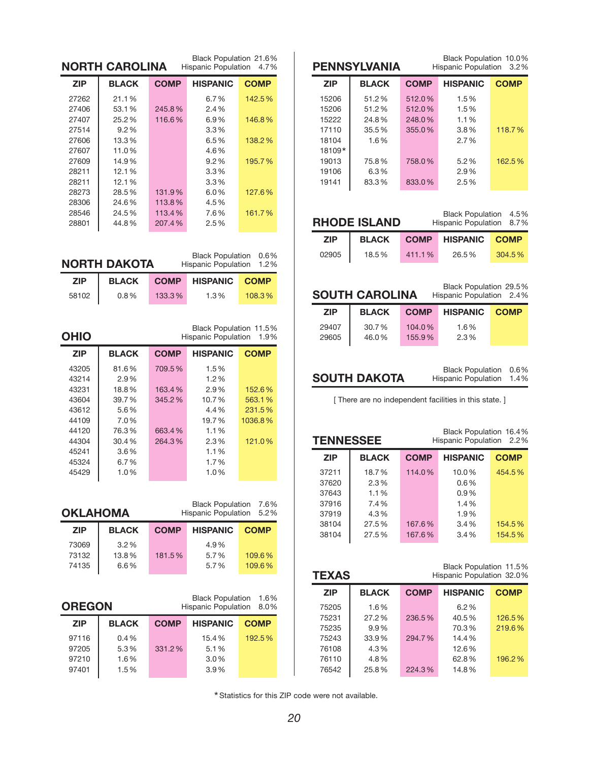## NORTH CAROLINA

Black Population 21.6%
Hispanic Population 4.7%

| ZIP | BLACK | COMP | HISPANIC | COMP |
|---|---|---|---|---|
| 27262 | 21.1% | | 6.7% | 142.5% |
| 27406 | 53.1% | 245.8% | 2.4% | |
| 27407 | 25.2% | 116.6% | 6.9% | 146.8% |
| 27514 | 9.2% | | 3.3% | |
| 27606 | 13.3% | | 6.5% | 138.2% |
| 27607 | 11.0% | | 4.6% | |
| 27609 | 14.9% | | 9.2% | 195.7% |
| 28211 | 12.1% | | 3.3% | |
| 28211 | 12.1% | | 3.3% | |
| 28273 | 28.5% | 131.9% | 6.0% | 127.6% |
| 28306 | 24.6% | 113.8% | 4.5% | |
| 28546 | 24.5% | 113.4% | 7.6% | 161.7% |
| 28801 | 44.8% | 207.4% | 2.5% | |

## NORTH DAKOTA

Black Population 0.6%
Hispanic Population 1.2%

| ZIP | BLACK | COMP | HISPANIC | COMP |
|---|---|---|---|---|
| 58102 | 0.8% | 133.3% | 1.3% | 108.3% |

## OHIO

Black Population 11.5%
Hispanic Population 1.9%

| ZIP | BLACK | COMP | HISPANIC | COMP |
|---|---|---|---|---|
| 43205 | 81.6% | 709.5% | 1.5% | |
| 43214 | 2.9% | | 1.2% | |
| 43231 | 18.8% | 163.4% | 2.9% | 152.6% |
| 43604 | 39.7% | 345.2% | 10.7% | 563.1% |
| 43612 | 5.6% | | 4.4% | 231.5% |
| 44109 | 7.0% | | 19.7% | 1036.8% |
| 44120 | 76.3% | 663.4% | 1.1% | |
| 44304 | 30.4% | 264.3% | 2.3% | 121.0% |
| 45241 | 3.6% | | 1.1% | |
| 45324 | 6.7% | | 1.7% | |
| 45429 | 1.0% | | 1.0% | |

## OKLAHOMA

Black Population 7.6%
Hispanic Population 5.2%

| ZIP | BLACK | COMP | HISPANIC | COMP |
|---|---|---|---|---|
| 73069 | 3.2% | | 4.9% | |
| 73132 | 13.8% | 181.5% | 5.7% | 109.6% |
| 74135 | 6.6% | | 5.7% | 109.6% |

## OREGON

Black Population 1.6%
Hispanic Population 8.0%

| ZIP | BLACK | COMP | HISPANIC | COMP |
|---|---|---|---|---|
| 97116 | 0.4% | | 15.4% | 192.5% |
| 97205 | 5.3% | 331.2% | 5.1% | |
| 97210 | 1.6% | | 3.0% | |
| 97401 | 1.5% | | 3.9% | |

## PENNSYLVANIA

Black Population 10.0%
Hispanic Population 3.2%

| ZIP | BLACK | COMP | HISPANIC | COMP |
|---|---|---|---|---|
| 15206 | 51.2% | 512.0% | 1.5% | |
| 15206 | 51.2% | 512.0% | 1.5% | |
| 15222 | 24.8% | 248.0% | 1.1% | |
| 17110 | 35.5% | 355.0% | 3.8% | 118.7% |
| 18104 | 1.6% | | 2.7% | |
| 18109* | | | | |
| 19013 | 75.8% | 758.0% | 5.2% | 162.5% |
| 19106 | 6.3% | | 2.9% | |
| 19141 | 83.3% | 833.0% | 2.5% | |

## RHODE ISLAND

Black Population 4.5%
Hispanic Population 8.7%

| ZIP | BLACK | COMP | HISPANIC | COMP |
|---|---|---|---|---|
| 02905 | 18.5% | 411.1% | 26.5% | 304.5% |

## SOUTH CAROLINA

Black Population 29.5%
Hispanic Population 2.4%

| ZIP | BLACK | COMP | HISPANIC | COMP |
|---|---|---|---|---|
| 29407 | 30.7% | 104.0% | 1.6% | |
| 29605 | 46.0% | 155.9% | 2.3% | |

## SOUTH DAKOTA

Black Population 0.6%
Hispanic Population 1.4%

[ There are no independent facilities in this state. ]

## TENNESSEE

Black Population 16.4%
Hispanic Population 2.2%

| ZIP | BLACK | COMP | HISPANIC | COMP |
|---|---|---|---|---|
| 37211 | 18.7% | 114.0% | 10.0% | 454.5% |
| 37620 | 2.3% | | 0.6% | |
| 37643 | 1.1% | | 0.9% | |
| 37916 | 7.4% | | 1.4% | |
| 37919 | 4.3% | | 1.9% | |
| 38104 | 27.5% | 167.6% | 3.4% | 154.5% |
| 38104 | 27.5% | 167.6% | 3.4% | 154.5% |

## TEXAS

Black Population 11.5%
Hispanic Population 32.0%

| ZIP | BLACK | COMP | HISPANIC | COMP |
|---|---|---|---|---|
| 75205 | 1.6% | | 6.2% | |
| 75231 | 27.2% | 236.5% | 40.5% | 126.5% |
| 75235 | 9.9% | | 70.3% | 219.6% |
| 75243 | 33.9% | 294.7% | 14.4% | |
| 76108 | 4.3% | | 12.6% | |
| 76110 | 4.8% | | 62.8% | 196.2% |
| 76542 | 25.8% | 224.3% | 14.8% | |

*Statistics for this ZIP code were not available.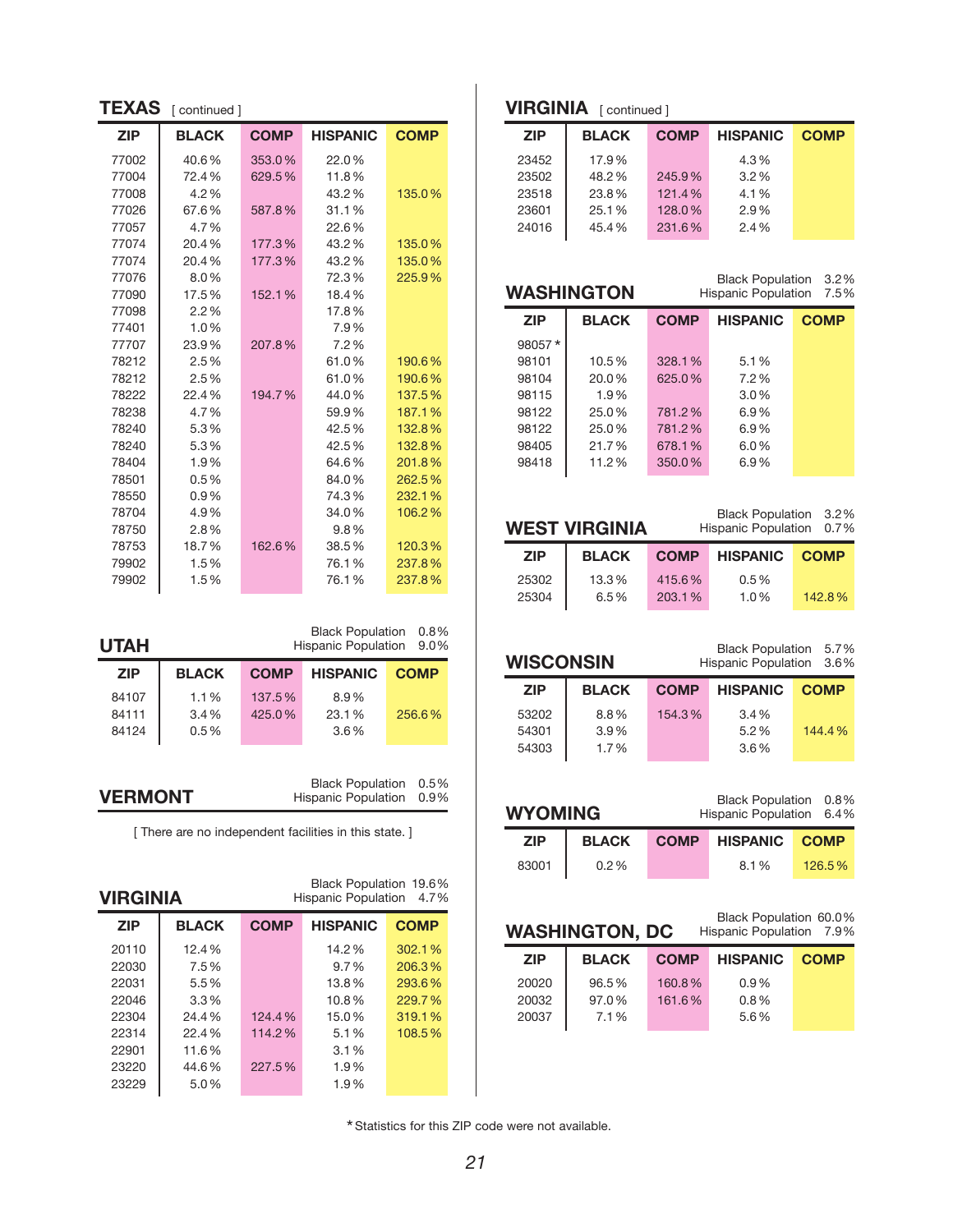## TEXAS [ continued ]

| ZIP | BLACK | COMP | HISPANIC | COMP |
|---|---|---|---|---|
| 77002 | 40.6% | 353.0% | 22.0% | |
| 77004 | 72.4% | 629.5% | 11.8% | |
| 77008 | 4.2% | | 43.2% | 135.0% |
| 77026 | 67.6% | 587.8% | 31.1% | |
| 77057 | 4.7% | | 22.6% | |
| 77074 | 20.4% | 177.3% | 43.2% | 135.0% |
| 77074 | 20.4% | 177.3% | 43.2% | 135.0% |
| 77076 | 8.0% | | 72.3% | 225.9% |
| 77090 | 17.5% | 152.1% | 18.4% | |
| 77098 | 2.2% | | 17.8% | |
| 77401 | 1.0% | | 7.9% | |
| 77707 | 23.9% | 207.8% | 7.2% | |
| 78212 | 2.5% | | 61.0% | 190.6% |
| 78212 | 2.5% | | 61.0% | 190.6% |
| 78222 | 22.4% | 194.7% | 44.0% | 137.5% |
| 78238 | 4.7% | | 59.9% | 187.1% |
| 78240 | 5.3% | | 42.5% | 132.8% |
| 78240 | 5.3% | | 42.5% | 132.8% |
| 78404 | 1.9% | | 64.6% | 201.8% |
| 78501 | 0.5% | | 84.0% | 262.5% |
| 78550 | 0.9% | | 74.3% | 232.1% |
| 78704 | 4.9% | | 34.0% | 106.2% |
| 78750 | 2.8% | | 9.8% | |
| 78753 | 18.7% | 162.6% | 38.5% | 120.3% |
| 79902 | 1.5% | | 76.1% | 237.8% |
| 79902 | 1.5% | | 76.1% | 237.8% |

## UTAH

Black Population 0.8%
Hispanic Population 9.0%

| ZIP | BLACK | COMP | HISPANIC | COMP |
|---|---|---|---|---|
| 84107 | 1.1% | 137.5% | 8.9% | |
| 84111 | 3.4% | 425.0% | 23.1% | 256.6% |
| 84124 | 0.5% | | 3.6% | |

## VERMONT

Black Population 0.5%
Hispanic Population 0.9%

[ There are no independent facilities in this state. ]

## VIRGINIA

Black Population 19.6%
Hispanic Population 4.7%

| ZIP | BLACK | COMP | HISPANIC | COMP |
|---|---|---|---|---|
| 20110 | 12.4% | | 14.2% | 302.1% |
| 22030 | 7.5% | | 9.7% | 206.3% |
| 22031 | 5.5% | | 13.8% | 293.6% |
| 22046 | 3.3% | | 10.8% | 229.7% |
| 22304 | 24.4% | 124.4% | 15.0% | 319.1% |
| 22314 | 22.4% | 114.2% | 5.1% | 108.5% |
| 22901 | 11.6% | | 3.1% | |
| 23220 | 44.6% | 227.5% | 1.9% | |
| 23229 | 5.0% | | 1.9% | |

## VIRGINIA [ continued ]

| ZIP | BLACK | COMP | HISPANIC | COMP |
|---|---|---|---|---|
| 23452 | 17.9% | | 4.3% | |
| 23502 | 48.2% | 245.9% | 3.2% | |
| 23518 | 23.8% | 121.4% | 4.1% | |
| 23601 | 25.1% | 128.0% | 2.9% | |
| 24016 | 45.4% | 231.6% | 2.4% | |

## WASHINGTON

Black Population 3.2%
Hispanic Population 7.5%

| ZIP | BLACK | COMP | HISPANIC | COMP |
|---|---|---|---|---|
| 98057* | | | | |
| 98101 | 10.5% | 328.1% | 5.1% | |
| 98104 | 20.0% | 625.0% | 7.2% | |
| 98115 | 1.9% | | 3.0% | |
| 98122 | 25.0% | 781.2% | 6.9% | |
| 98122 | 25.0% | 781.2% | 6.9% | |
| 98405 | 21.7% | 678.1% | 6.0% | |
| 98418 | 11.2% | 350.0% | 6.9% | |

## WEST VIRGINIA

Black Population 3.2%
Hispanic Population 0.7%

| ZIP | BLACK | COMP | HISPANIC | COMP |
|---|---|---|---|---|
| 25302 | 13.3% | 415.6% | 0.5% | |
| 25304 | 6.5% | 203.1% | 1.0% | 142.8% |

## WISCONSIN

Black Population 5.7%
Hispanic Population 3.6%

| ZIP | BLACK | COMP | HISPANIC | COMP |
|---|---|---|---|---|
| 53202 | 8.8% | 154.3% | 3.4% | |
| 54301 | 3.9% | | 5.2% | 144.4% |
| 54303 | 1.7% | | 3.6% | |

## WYOMING

Black Population 0.8%
Hispanic Population 6.4%

| ZIP | BLACK | COMP | HISPANIC | COMP |
|---|---|---|---|---|
| 83001 | 0.2% | | 8.1% | 126.5% |

## WASHINGTON, DC

Black Population 60.0%
Hispanic Population 7.9%

| ZIP | BLACK | COMP | HISPANIC | COMP |
|---|---|---|---|---|
| 20020 | 96.5% | 160.8% | 0.9% | |
| 20032 | 97.0% | 161.6% | 0.8% | |
| 20037 | 7.1% | | 5.6% | |

*Statistics for this ZIP code were not available.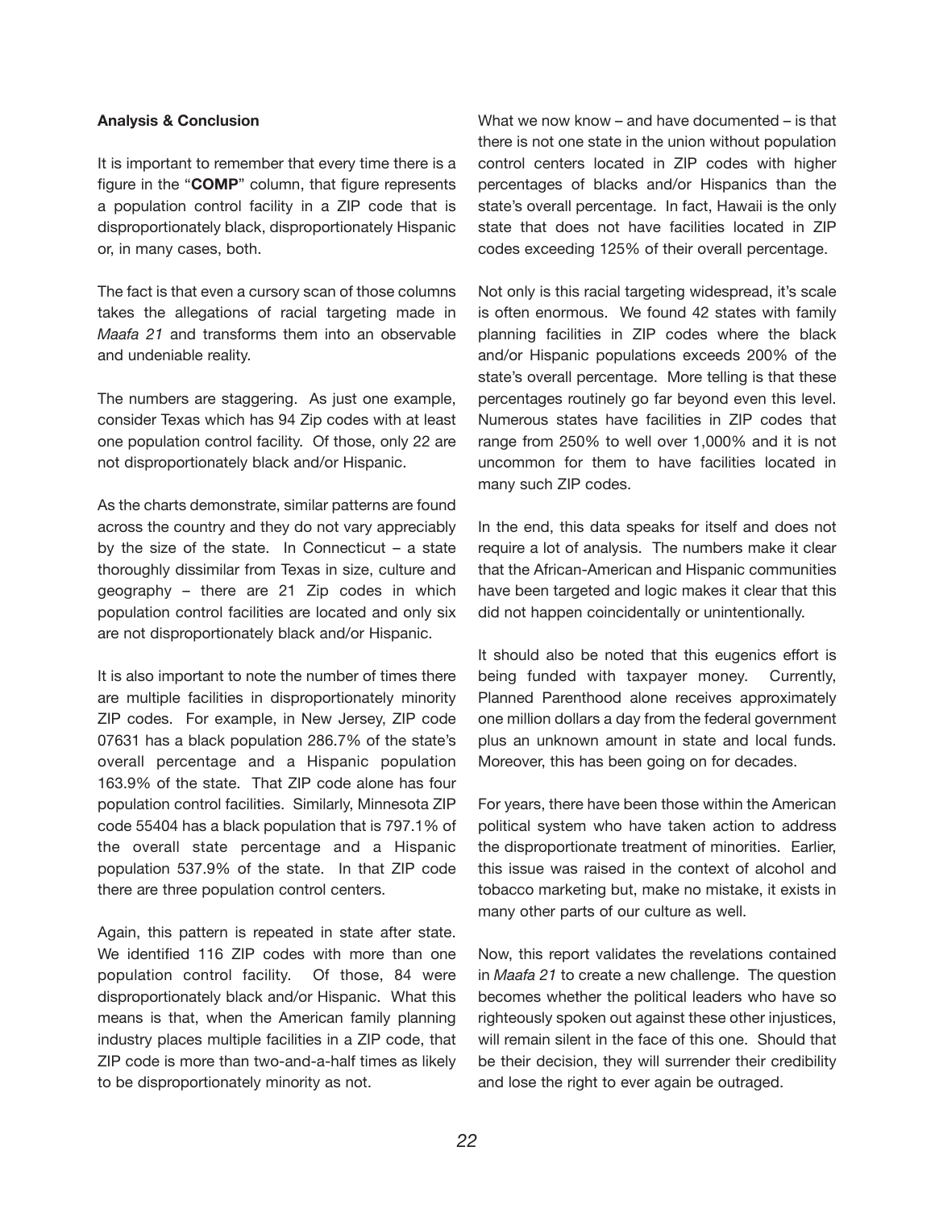**Analysis & Conclusion**

It is important to remember that every time there is a figure in the "**COMP**" column, that figure represents a population control facility in a ZIP code that is disproportionately black, disproportionately Hispanic or, in many cases, both.

The fact is that even a cursory scan of those columns takes the allegations of racial targeting made in *Maafa 21* and transforms them into an observable and undeniable reality.

The numbers are staggering. As just one example, consider Texas which has 94 Zip codes with at least one population control facility. Of those, only 22 are not disproportionately black and/or Hispanic.

As the charts demonstrate, similar patterns are found across the country and they do not vary appreciably by the size of the state. In Connecticut – a state thoroughly dissimilar from Texas in size, culture and geography – there are 21 Zip codes in which population control facilities are located and only six are not disproportionately black and/or Hispanic.

It is also important to note the number of times there are multiple facilities in disproportionately minority ZIP codes. For example, in New Jersey, ZIP code 07631 has a black population 286.7% of the state's overall percentage and a Hispanic population 163.9% of the state. That ZIP code alone has four population control facilities. Similarly, Minnesota ZIP code 55404 has a black population that is 797.1% of the overall state percentage and a Hispanic population 537.9% of the state. In that ZIP code there are three population control centers.

Again, this pattern is repeated in state after state. We identified 116 ZIP codes with more than one population control facility. Of those, 84 were disproportionately black and/or Hispanic. What this means is that, when the American family planning industry places multiple facilities in a ZIP code, that ZIP code is more than two-and-a-half times as likely to be disproportionately minority as not.

What we now know – and have documented – is that there is not one state in the union without population control centers located in ZIP codes with higher percentages of blacks and/or Hispanics than the state's overall percentage. In fact, Hawaii is the only state that does not have facilities located in ZIP codes exceeding 125% of their overall percentage.

Not only is this racial targeting widespread, it's scale is often enormous. We found 42 states with family planning facilities in ZIP codes where the black and/or Hispanic populations exceeds 200% of the state's overall percentage. More telling is that these percentages routinely go far beyond even this level. Numerous states have facilities in ZIP codes that range from 250% to well over 1,000% and it is not uncommon for them to have facilities located in many such ZIP codes.

In the end, this data speaks for itself and does not require a lot of analysis. The numbers make it clear that the African-American and Hispanic communities have been targeted and logic makes it clear that this did not happen coincidentally or unintentionally.

It should also be noted that this eugenics effort is being funded with taxpayer money. Currently, Planned Parenthood alone receives approximately one million dollars a day from the federal government plus an unknown amount in state and local funds. Moreover, this has been going on for decades.

For years, there have been those within the American political system who have taken action to address the disproportionate treatment of minorities. Earlier, this issue was raised in the context of alcohol and tobacco marketing but, make no mistake, it exists in many other parts of our culture as well.

Now, this report validates the revelations contained in *Maafa 21* to create a new challenge. The question becomes whether the political leaders who have so righteously spoken out against these other injustices, will remain silent in the face of this one. Should that be their decision, they will surrender their credibility and lose the right to ever again be outraged.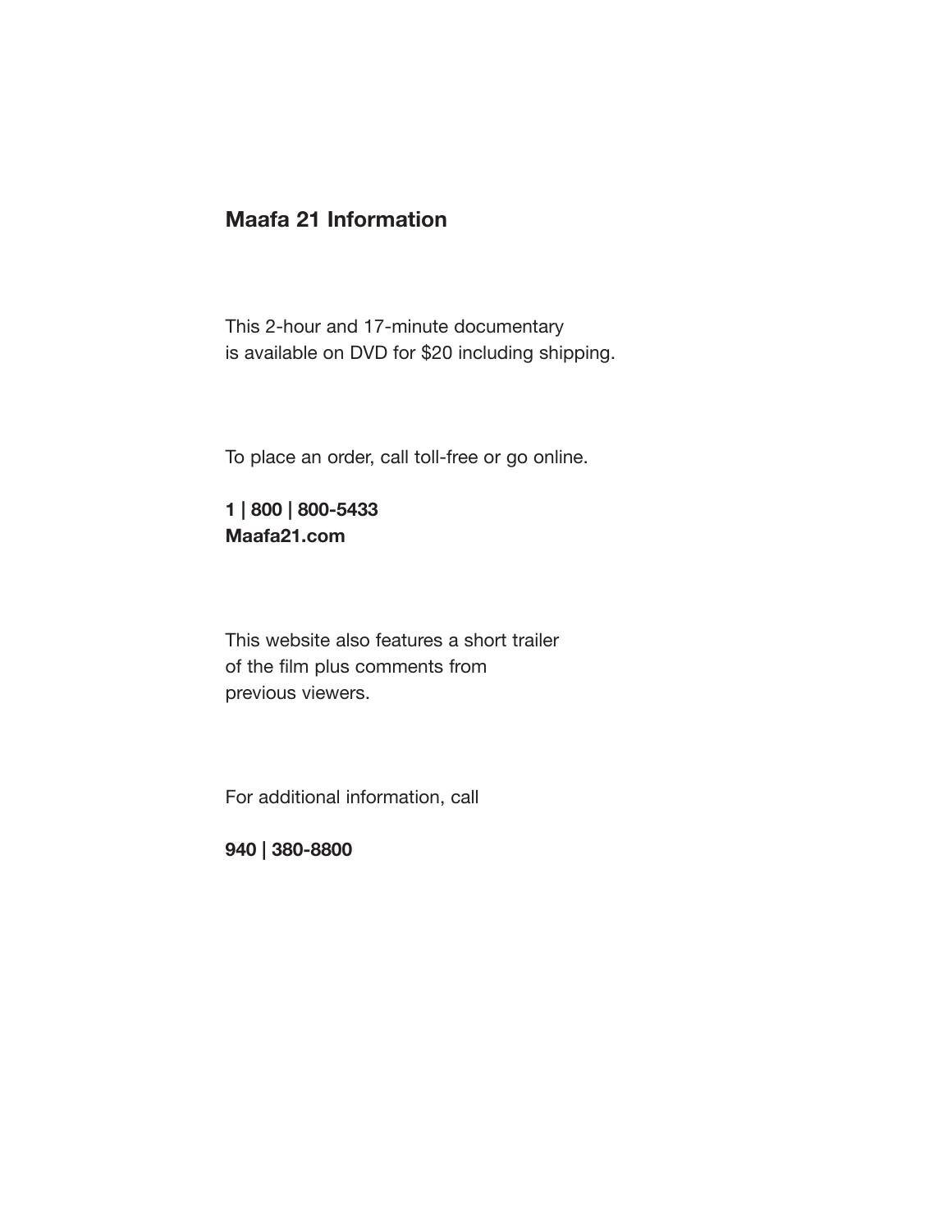## Maafa 21 Information

This 2-hour and 17-minute documentary
is available on DVD for $20 including shipping.

To place an order, call toll-free or go online.

**1 | 800 | 800-5433**
**Maafa21.com**

This website also features a short trailer
of the film plus comments from
previous viewers.

For additional information, call

**940 | 380-8800**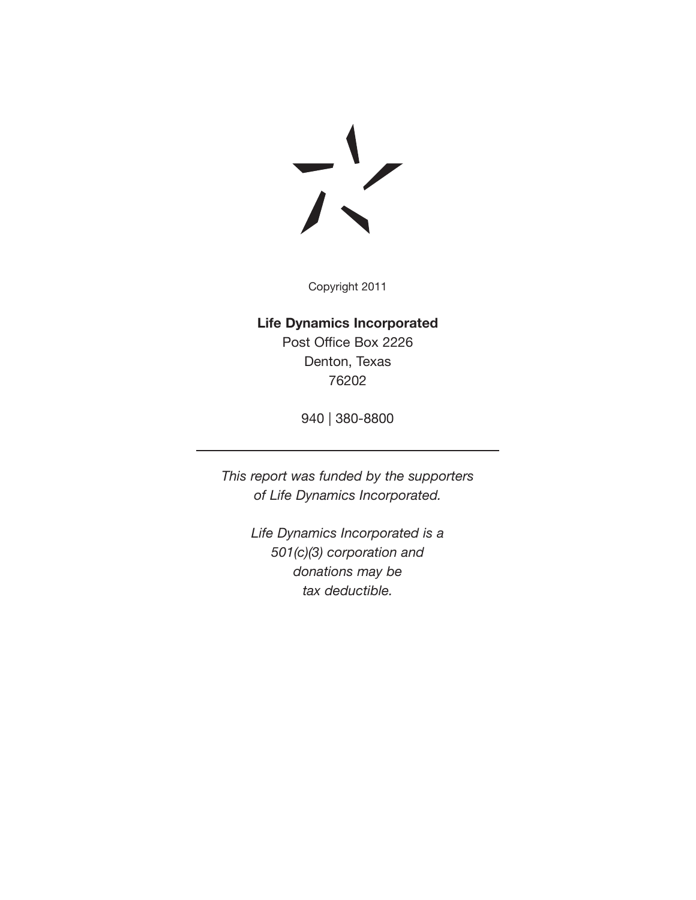Copyright 2011

**Life Dynamics Incorporated**
Post Office Box 2226
Denton, Texas
76202

940 | 380-8800

---

*This report was funded by the supporters of Life Dynamics Incorporated.*

*Life Dynamics Incorporated is a 501(c)(3) corporation and donations may be tax deductible.*